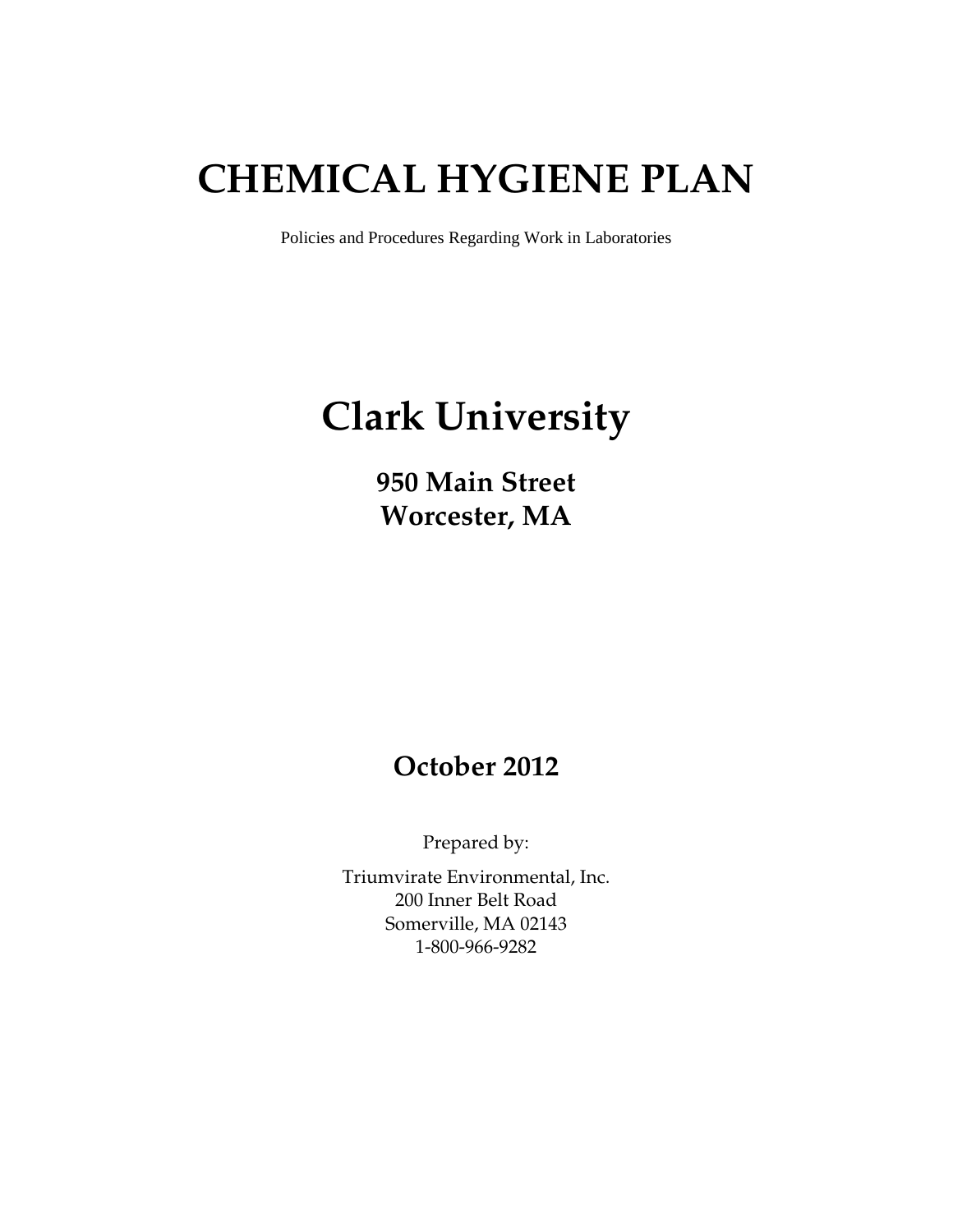# CHEMICAL HYGIENE PLAN

Policies and Procedures Regarding Work in Laboratories

# Clark University

## 950 Main Street
## Worcester, MA

## October 2012

Prepared by:

Triumvirate Environmental, Inc.
200 Inner Belt Road
Somerville, MA 02143
1-800-966-9282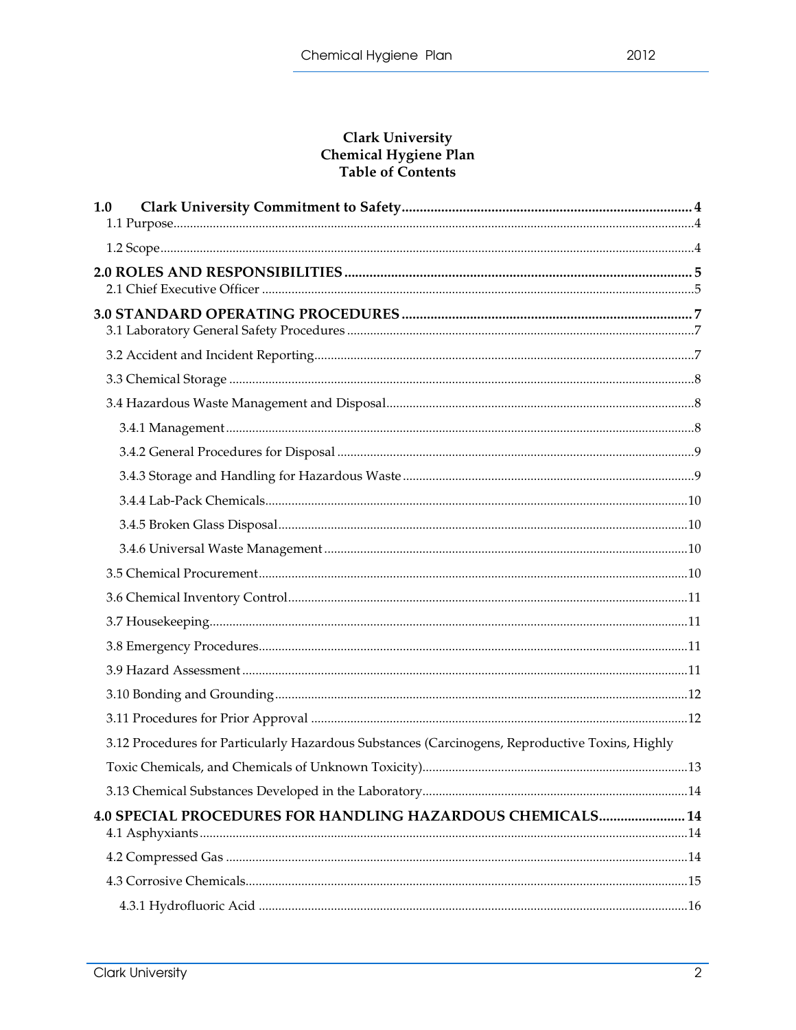# Clark University
# Chemical Hygiene Plan
# Table of Contents

**1.0 Clark University Commitment to Safety** ........ 4

1.1 Purpose ........ 4

1.2 Scope ........ 4

**2.0 ROLES AND RESPONSIBILITIES** ........ 5

2.1 Chief Executive Officer ........ 5

**3.0 STANDARD OPERATING PROCEDURES** ........ 7

3.1 Laboratory General Safety Procedures ........ 7

3.2 Accident and Incident Reporting ........ 7

3.3 Chemical Storage ........ 8

3.4 Hazardous Waste Management and Disposal ........ 8

3.4.1 Management ........ 8

3.4.2 General Procedures for Disposal ........ 9

3.4.3 Storage and Handling for Hazardous Waste ........ 9

3.4.4 Lab-Pack Chemicals ........ 10

3.4.5 Broken Glass Disposal ........ 10

3.4.6 Universal Waste Management ........ 10

3.5 Chemical Procurement ........ 10

3.6 Chemical Inventory Control ........ 11

3.7 Housekeeping ........ 11

3.8 Emergency Procedures ........ 11

3.9 Hazard Assessment ........ 11

3.10 Bonding and Grounding ........ 12

3.11 Procedures for Prior Approval ........ 12

3.12 Procedures for Particularly Hazardous Substances (Carcinogens, Reproductive Toxins, Highly Toxic Chemicals, and Chemicals of Unknown Toxicity) ........ 13

3.13 Chemical Substances Developed in the Laboratory ........ 14

**4.0 SPECIAL PROCEDURES FOR HANDLING HAZARDOUS CHEMICALS** ........ 14

4.1 Asphyxiants ........ 14

4.2 Compressed Gas ........ 14

4.3 Corrosive Chemicals ........ 15

4.3.1 Hydrofluoric Acid ........ 16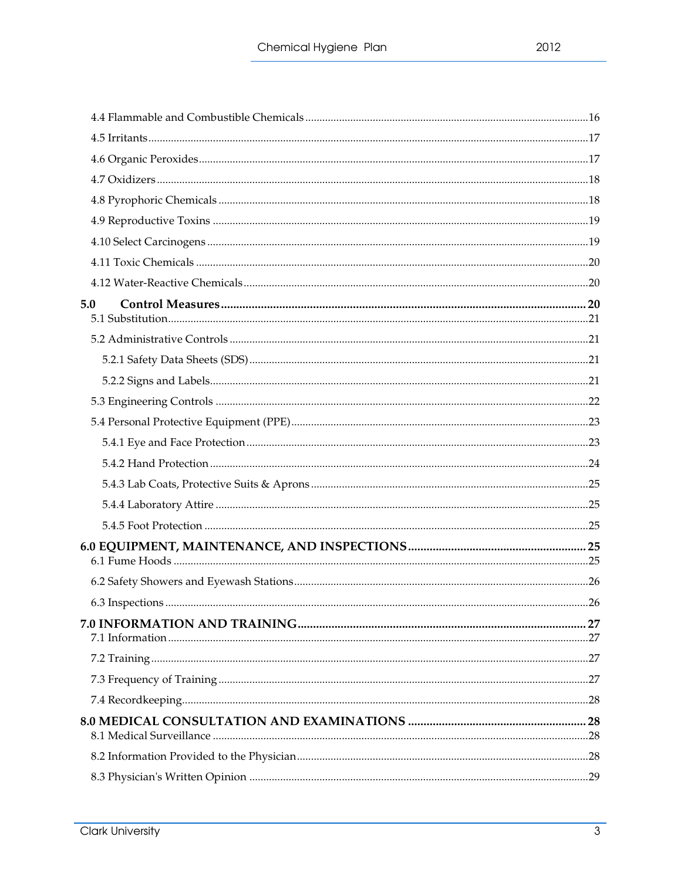4.4 Flammable and Combustible Chemicals ..... 16

4.5 Irritants ..... 17

4.6 Organic Peroxides ..... 17

4.7 Oxidizers ..... 18

4.8 Pyrophoric Chemicals ..... 18

4.9 Reproductive Toxins ..... 19

4.10 Select Carcinogens ..... 19

4.11 Toxic Chemicals ..... 20

4.12 Water-Reactive Chemicals ..... 20

**5.0 Control Measures ..... 20**

5.1 Substitution ..... 21

5.2 Administrative Controls ..... 21

5.2.1 Safety Data Sheets (SDS) ..... 21

5.2.2 Signs and Labels ..... 21

5.3 Engineering Controls ..... 22

5.4 Personal Protective Equipment (PPE) ..... 23

5.4.1 Eye and Face Protection ..... 23

5.4.2 Hand Protection ..... 24

5.4.3 Lab Coats, Protective Suits & Aprons ..... 25

5.4.4 Laboratory Attire ..... 25

5.4.5 Foot Protection ..... 25

**6.0 EQUIPMENT, MAINTENANCE, AND INSPECTIONS ..... 25**

6.1 Fume Hoods ..... 25

6.2 Safety Showers and Eyewash Stations ..... 26

6.3 Inspections ..... 26

**7.0 INFORMATION AND TRAINING ..... 27**

7.1 Information ..... 27

7.2 Training ..... 27

7.3 Frequency of Training ..... 27

7.4 Recordkeeping ..... 28

**8.0 MEDICAL CONSULTATION AND EXAMINATIONS ..... 28**

8.1 Medical Surveillance ..... 28

8.2 Information Provided to the Physician ..... 28

8.3 Physician's Written Opinion ..... 29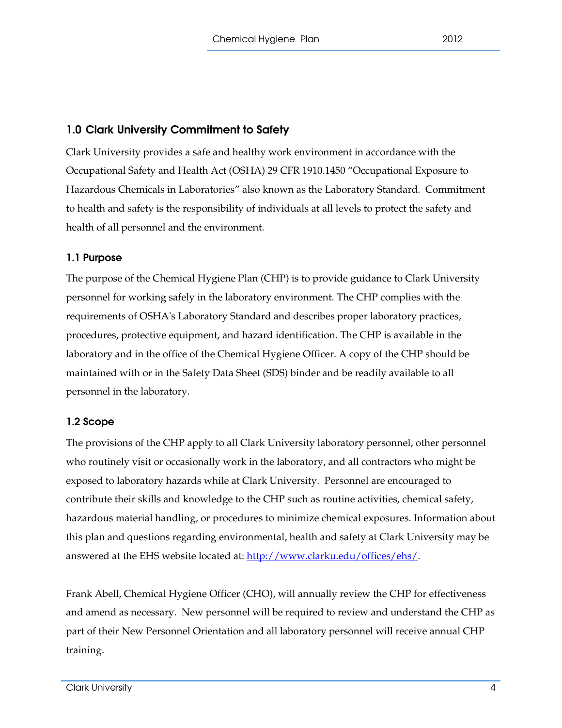## 1.0 Clark University Commitment to Safety

Clark University provides a safe and healthy work environment in accordance with the Occupational Safety and Health Act (OSHA) 29 CFR 1910.1450 "Occupational Exposure to Hazardous Chemicals in Laboratories" also known as the Laboratory Standard. Commitment to health and safety is the responsibility of individuals at all levels to protect the safety and health of all personnel and the environment.

### 1.1 Purpose

The purpose of the Chemical Hygiene Plan (CHP) is to provide guidance to Clark University personnel for working safely in the laboratory environment. The CHP complies with the requirements of OSHA's Laboratory Standard and describes proper laboratory practices, procedures, protective equipment, and hazard identification. The CHP is available in the laboratory and in the office of the Chemical Hygiene Officer. A copy of the CHP should be maintained with or in the Safety Data Sheet (SDS) binder and be readily available to all personnel in the laboratory.

### 1.2 Scope

The provisions of the CHP apply to all Clark University laboratory personnel, other personnel who routinely visit or occasionally work in the laboratory, and all contractors who might be exposed to laboratory hazards while at Clark University. Personnel are encouraged to contribute their skills and knowledge to the CHP such as routine activities, chemical safety, hazardous material handling, or procedures to minimize chemical exposures. Information about this plan and questions regarding environmental, health and safety at Clark University may be answered at the EHS website located at: [http://www.clarku.edu/offices/ehs/](http://www.clarku.edu/offices/ehs/).

Frank Abell, Chemical Hygiene Officer (CHO), will annually review the CHP for effectiveness and amend as necessary. New personnel will be required to review and understand the CHP as part of their New Personnel Orientation and all laboratory personnel will receive annual CHP training.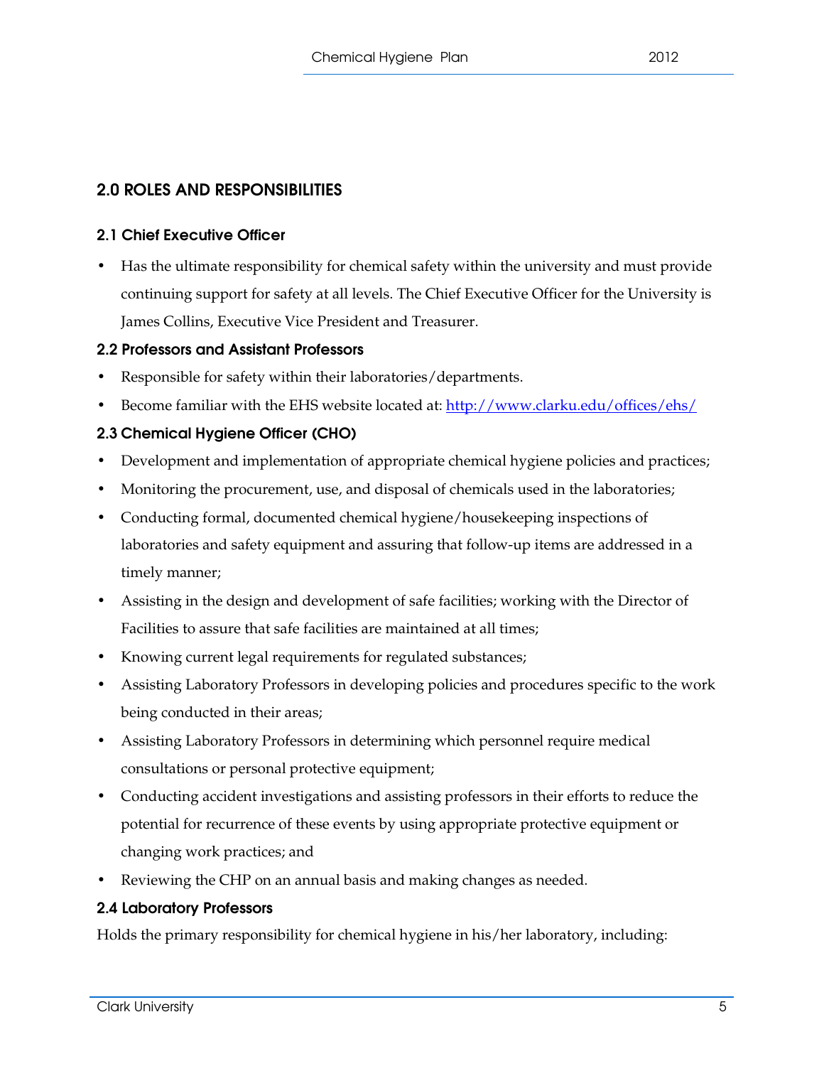## 2.0 ROLES AND RESPONSIBILITIES

### 2.1 Chief Executive Officer

- Has the ultimate responsibility for chemical safety within the university and must provide continuing support for safety at all levels. The Chief Executive Officer for the University is James Collins, Executive Vice President and Treasurer.

### 2.2 Professors and Assistant Professors

- Responsible for safety within their laboratories/departments.
- Become familiar with the EHS website located at: [http://www.clarku.edu/offices/ehs/](http://www.clarku.edu/offices/ehs/)

### 2.3 Chemical Hygiene Officer (CHO)

- Development and implementation of appropriate chemical hygiene policies and practices;
- Monitoring the procurement, use, and disposal of chemicals used in the laboratories;
- Conducting formal, documented chemical hygiene/housekeeping inspections of laboratories and safety equipment and assuring that follow-up items are addressed in a timely manner;
- Assisting in the design and development of safe facilities; working with the Director of Facilities to assure that safe facilities are maintained at all times;
- Knowing current legal requirements for regulated substances;
- Assisting Laboratory Professors in developing policies and procedures specific to the work being conducted in their areas;
- Assisting Laboratory Professors in determining which personnel require medical consultations or personal protective equipment;
- Conducting accident investigations and assisting professors in their efforts to reduce the potential for recurrence of these events by using appropriate protective equipment or changing work practices; and
- Reviewing the CHP on an annual basis and making changes as needed.

### 2.4 Laboratory Professors

Holds the primary responsibility for chemical hygiene in his/her laboratory, including: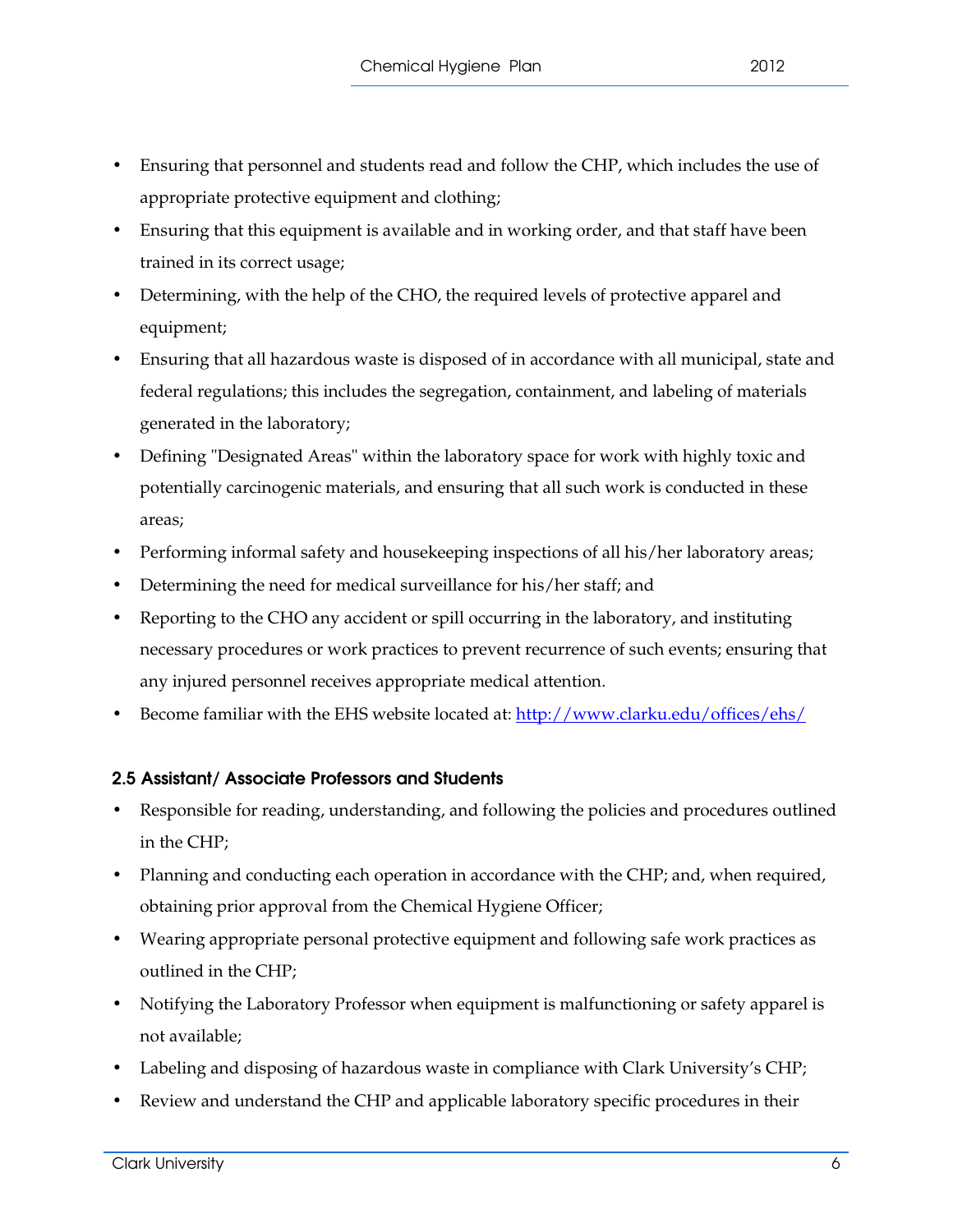- Ensuring that personnel and students read and follow the CHP, which includes the use of appropriate protective equipment and clothing;
- Ensuring that this equipment is available and in working order, and that staff have been trained in its correct usage;
- Determining, with the help of the CHO, the required levels of protective apparel and equipment;
- Ensuring that all hazardous waste is disposed of in accordance with all municipal, state and federal regulations; this includes the segregation, containment, and labeling of materials generated in the laboratory;
- Defining "Designated Areas" within the laboratory space for work with highly toxic and potentially carcinogenic materials, and ensuring that all such work is conducted in these areas;
- Performing informal safety and housekeeping inspections of all his/her laboratory areas;
- Determining the need for medical surveillance for his/her staff; and
- Reporting to the CHO any accident or spill occurring in the laboratory, and instituting necessary procedures or work practices to prevent recurrence of such events; ensuring that any injured personnel receives appropriate medical attention.
- Become familiar with the EHS website located at: [http://www.clarku.edu/offices/ehs/](http://www.clarku.edu/offices/ehs/)

### 2.5 Assistant/ Associate Professors and Students

- Responsible for reading, understanding, and following the policies and procedures outlined in the CHP;
- Planning and conducting each operation in accordance with the CHP; and, when required, obtaining prior approval from the Chemical Hygiene Officer;
- Wearing appropriate personal protective equipment and following safe work practices as outlined in the CHP;
- Notifying the Laboratory Professor when equipment is malfunctioning or safety apparel is not available;
- Labeling and disposing of hazardous waste in compliance with Clark University's CHP;
- Review and understand the CHP and applicable laboratory specific procedures in their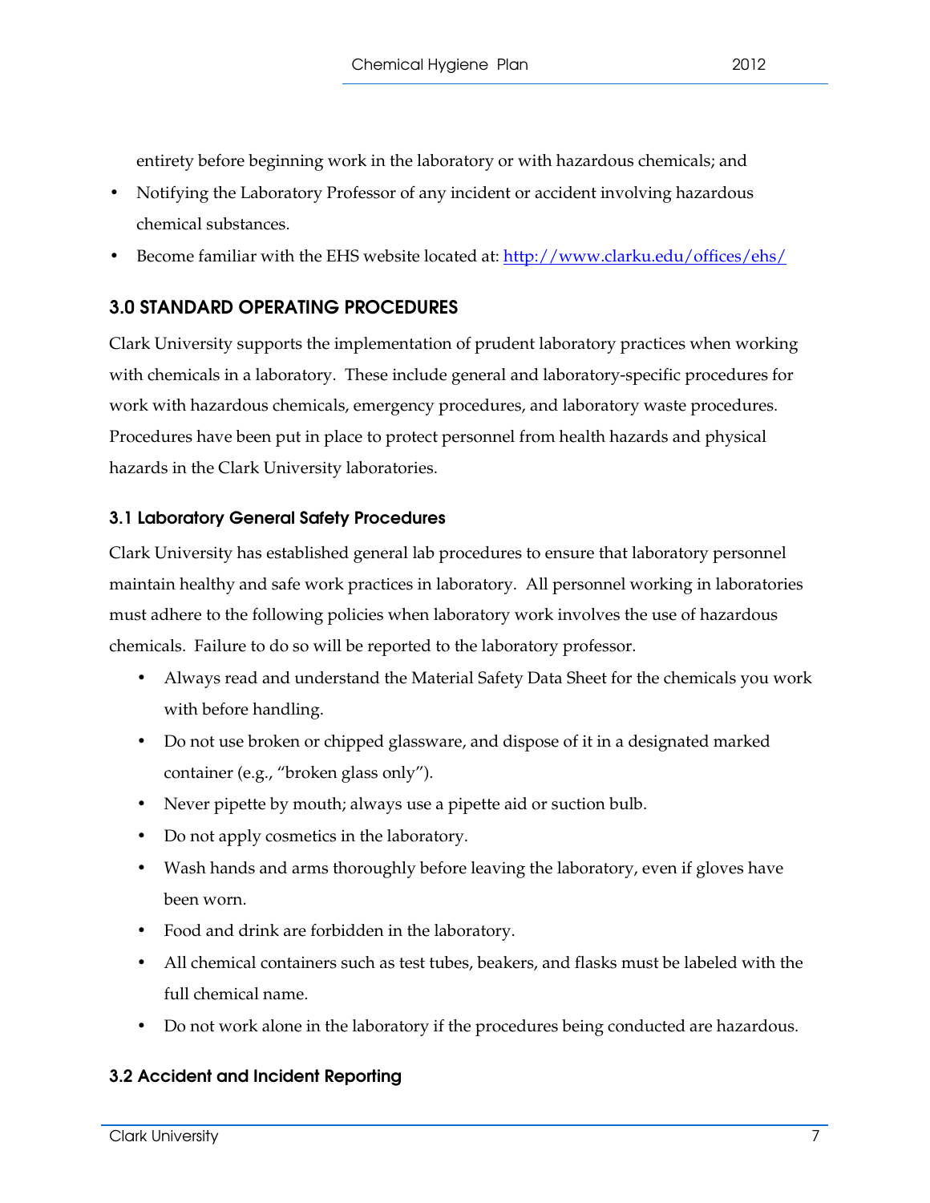entirety before beginning work in the laboratory or with hazardous chemicals; and

- Notifying the Laboratory Professor of any incident or accident involving hazardous chemical substances.
- Become familiar with the EHS website located at: http://www.clarku.edu/offices/ehs/

## 3.0 STANDARD OPERATING PROCEDURES

Clark University supports the implementation of prudent laboratory practices when working with chemicals in a laboratory. These include general and laboratory-specific procedures for work with hazardous chemicals, emergency procedures, and laboratory waste procedures. Procedures have been put in place to protect personnel from health hazards and physical hazards in the Clark University laboratories.

### 3.1 Laboratory General Safety Procedures

Clark University has established general lab procedures to ensure that laboratory personnel maintain healthy and safe work practices in laboratory. All personnel working in laboratories must adhere to the following policies when laboratory work involves the use of hazardous chemicals. Failure to do so will be reported to the laboratory professor.

- Always read and understand the Material Safety Data Sheet for the chemicals you work with before handling.
- Do not use broken or chipped glassware, and dispose of it in a designated marked container (e.g., "broken glass only").
- Never pipette by mouth; always use a pipette aid or suction bulb.
- Do not apply cosmetics in the laboratory.
- Wash hands and arms thoroughly before leaving the laboratory, even if gloves have been worn.
- Food and drink are forbidden in the laboratory.
- All chemical containers such as test tubes, beakers, and flasks must be labeled with the full chemical name.
- Do not work alone in the laboratory if the procedures being conducted are hazardous.

### 3.2 Accident and Incident Reporting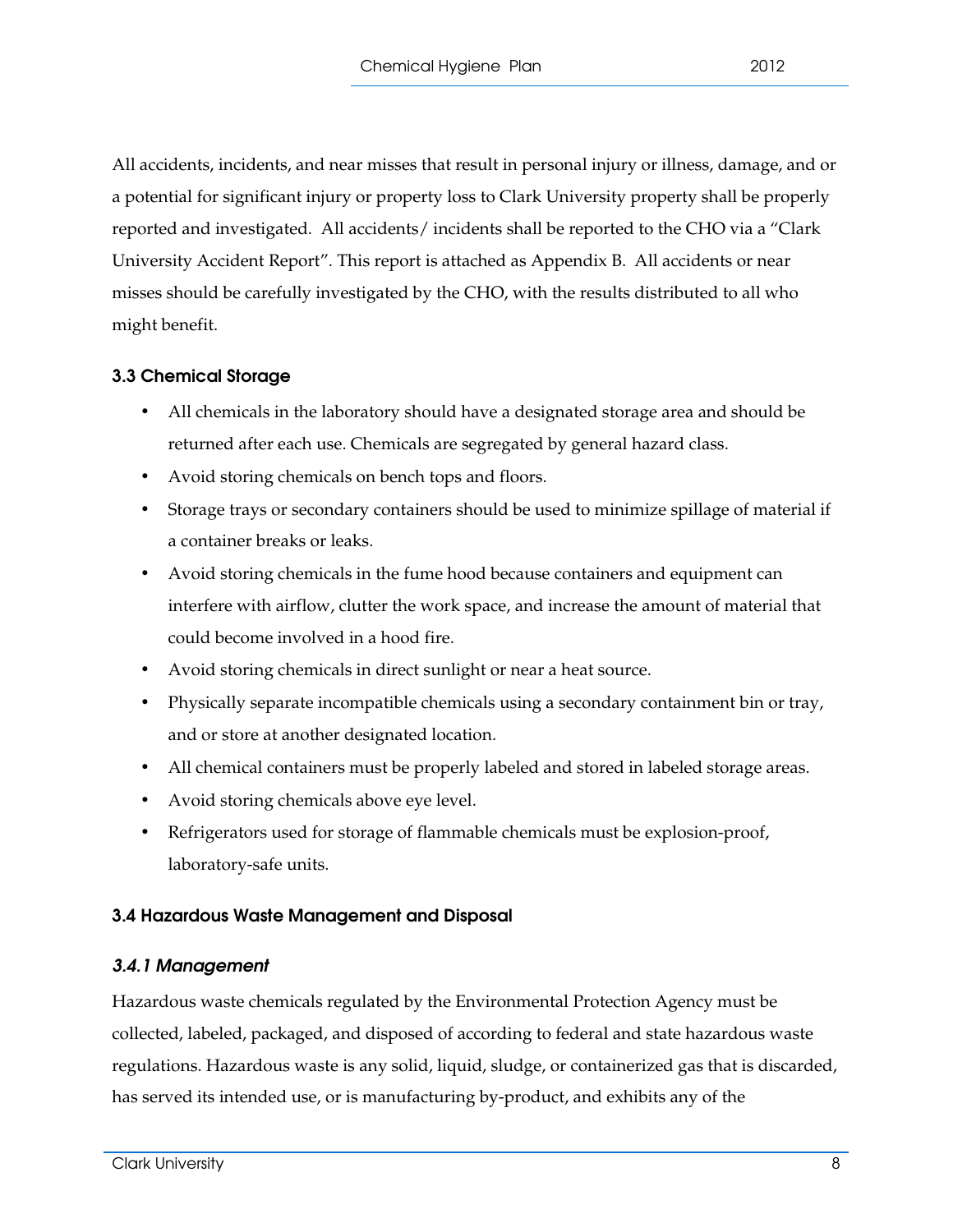All accidents, incidents, and near misses that result in personal injury or illness, damage, and or a potential for significant injury or property loss to Clark University property shall be properly reported and investigated. All accidents/ incidents shall be reported to the CHO via a "Clark University Accident Report". This report is attached as Appendix B. All accidents or near misses should be carefully investigated by the CHO, with the results distributed to all who might benefit.

### 3.3 Chemical Storage

- All chemicals in the laboratory should have a designated storage area and should be returned after each use. Chemicals are segregated by general hazard class.
- Avoid storing chemicals on bench tops and floors.
- Storage trays or secondary containers should be used to minimize spillage of material if a container breaks or leaks.
- Avoid storing chemicals in the fume hood because containers and equipment can interfere with airflow, clutter the work space, and increase the amount of material that could become involved in a hood fire.
- Avoid storing chemicals in direct sunlight or near a heat source.
- Physically separate incompatible chemicals using a secondary containment bin or tray, and or store at another designated location.
- All chemical containers must be properly labeled and stored in labeled storage areas.
- Avoid storing chemicals above eye level.
- Refrigerators used for storage of flammable chemicals must be explosion-proof, laboratory-safe units.

### 3.4 Hazardous Waste Management and Disposal

#### *3.4.1 Management*

Hazardous waste chemicals regulated by the Environmental Protection Agency must be collected, labeled, packaged, and disposed of according to federal and state hazardous waste regulations. Hazardous waste is any solid, liquid, sludge, or containerized gas that is discarded, has served its intended use, or is manufacturing by-product, and exhibits any of the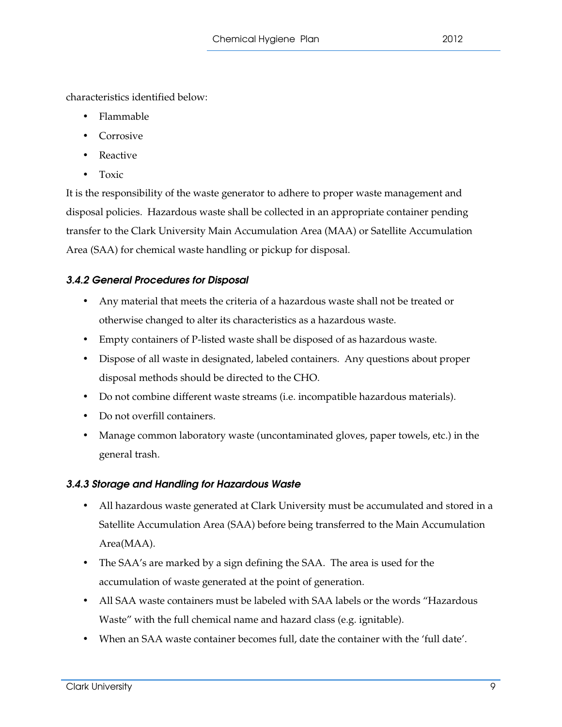characteristics identified below:

- Flammable
- Corrosive
- Reactive
- Toxic

It is the responsibility of the waste generator to adhere to proper waste management and disposal policies. Hazardous waste shall be collected in an appropriate container pending transfer to the Clark University Main Accumulation Area (MAA) or Satellite Accumulation Area (SAA) for chemical waste handling or pickup for disposal.

### *3.4.2 General Procedures for Disposal*

- Any material that meets the criteria of a hazardous waste shall not be treated or otherwise changed to alter its characteristics as a hazardous waste.
- Empty containers of P-listed waste shall be disposed of as hazardous waste.
- Dispose of all waste in designated, labeled containers. Any questions about proper disposal methods should be directed to the CHO.
- Do not combine different waste streams (i.e. incompatible hazardous materials).
- Do not overfill containers.
- Manage common laboratory waste (uncontaminated gloves, paper towels, etc.) in the general trash.

### *3.4.3 Storage and Handling for Hazardous Waste*

- All hazardous waste generated at Clark University must be accumulated and stored in a Satellite Accumulation Area (SAA) before being transferred to the Main Accumulation Area(MAA).
- The SAA's are marked by a sign defining the SAA. The area is used for the accumulation of waste generated at the point of generation.
- All SAA waste containers must be labeled with SAA labels or the words "Hazardous Waste" with the full chemical name and hazard class (e.g. ignitable).
- When an SAA waste container becomes full, date the container with the 'full date'.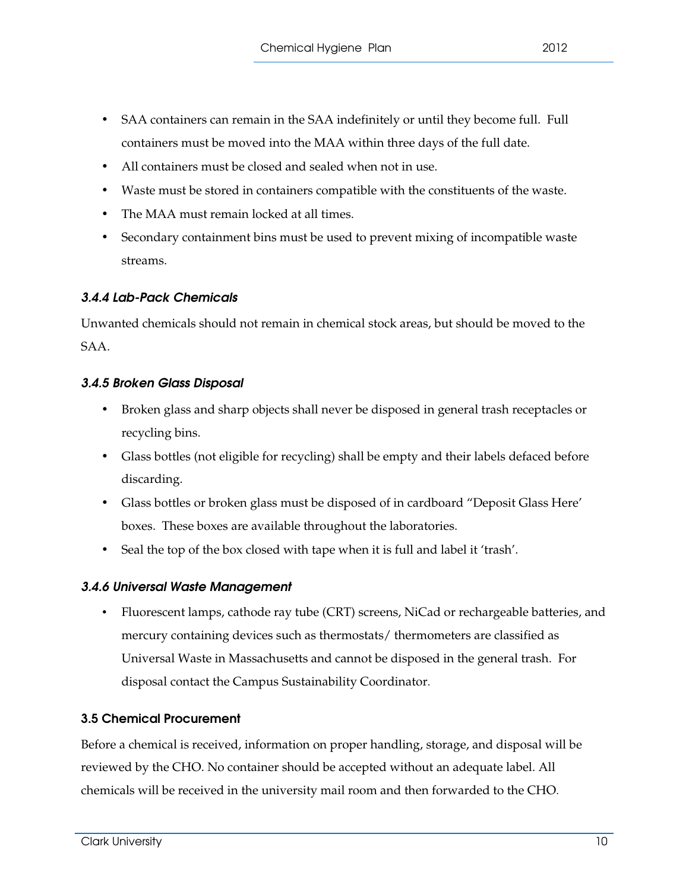- SAA containers can remain in the SAA indefinitely or until they become full. Full containers must be moved into the MAA within three days of the full date.
- All containers must be closed and sealed when not in use.
- Waste must be stored in containers compatible with the constituents of the waste.
- The MAA must remain locked at all times.
- Secondary containment bins must be used to prevent mixing of incompatible waste streams.

### *3.4.4 Lab-Pack Chemicals*

Unwanted chemicals should not remain in chemical stock areas, but should be moved to the SAA.

### *3.4.5 Broken Glass Disposal*

- Broken glass and sharp objects shall never be disposed in general trash receptacles or recycling bins.
- Glass bottles (not eligible for recycling) shall be empty and their labels defaced before discarding.
- Glass bottles or broken glass must be disposed of in cardboard "Deposit Glass Here' boxes. These boxes are available throughout the laboratories.
- Seal the top of the box closed with tape when it is full and label it 'trash'.

### *3.4.6 Universal Waste Management*

- Fluorescent lamps, cathode ray tube (CRT) screens, NiCad or rechargeable batteries, and mercury containing devices such as thermostats/ thermometers are classified as Universal Waste in Massachusetts and cannot be disposed in the general trash. For disposal contact the Campus Sustainability Coordinator.

## 3.5 Chemical Procurement

Before a chemical is received, information on proper handling, storage, and disposal will be reviewed by the CHO. No container should be accepted without an adequate label. All chemicals will be received in the university mail room and then forwarded to the CHO.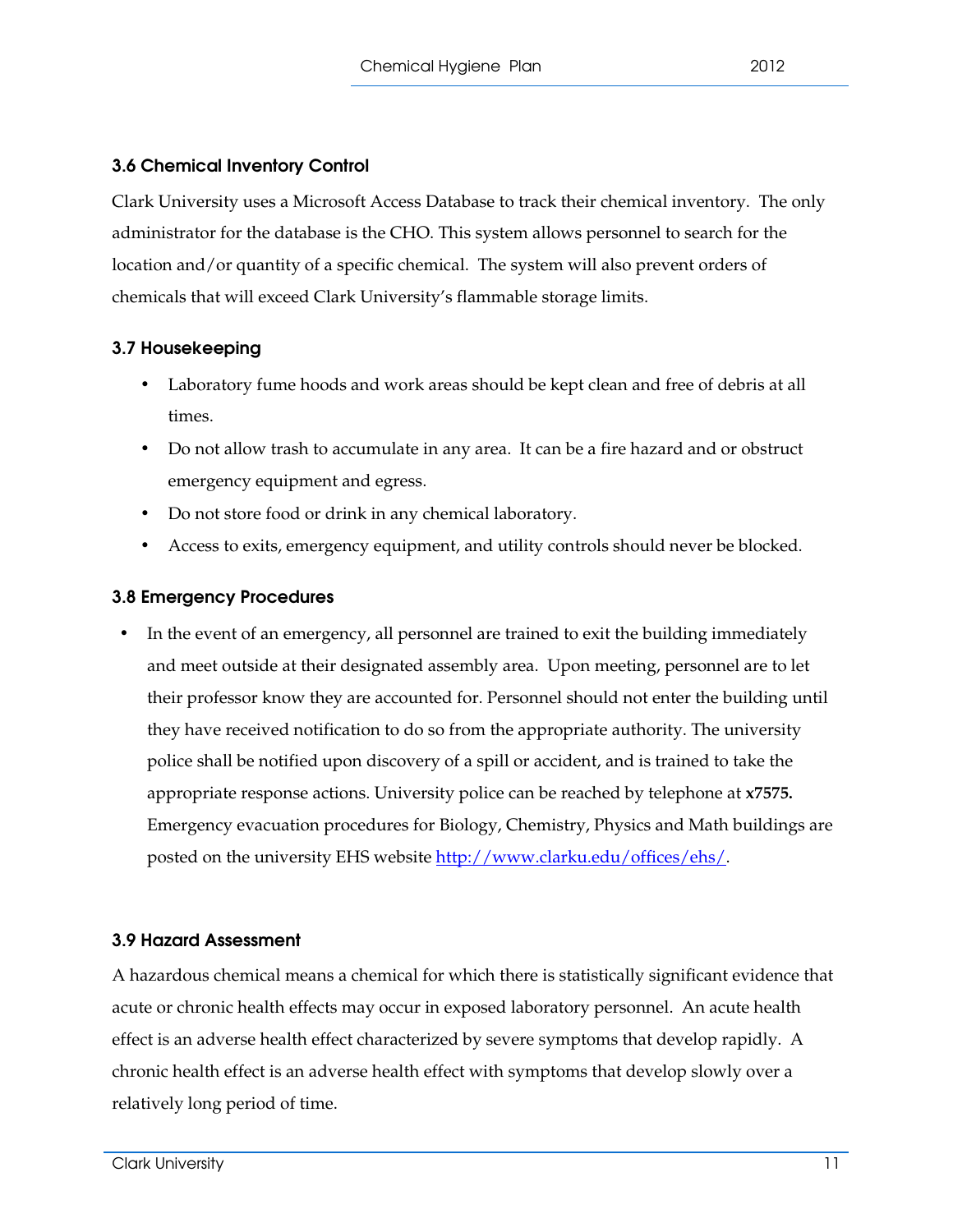### 3.6 Chemical Inventory Control

Clark University uses a Microsoft Access Database to track their chemical inventory. The only administrator for the database is the CHO. This system allows personnel to search for the location and/or quantity of a specific chemical. The system will also prevent orders of chemicals that will exceed Clark University's flammable storage limits.

### 3.7 Housekeeping

- Laboratory fume hoods and work areas should be kept clean and free of debris at all times.
- Do not allow trash to accumulate in any area. It can be a fire hazard and or obstruct emergency equipment and egress.
- Do not store food or drink in any chemical laboratory.
- Access to exits, emergency equipment, and utility controls should never be blocked.

### 3.8 Emergency Procedures

- In the event of an emergency, all personnel are trained to exit the building immediately and meet outside at their designated assembly area. Upon meeting, personnel are to let their professor know they are accounted for. Personnel should not enter the building until they have received notification to do so from the appropriate authority. The university police shall be notified upon discovery of a spill or accident, and is trained to take the appropriate response actions. University police can be reached by telephone at **x7575.** Emergency evacuation procedures for Biology, Chemistry, Physics and Math buildings are posted on the university EHS website [http://www.clarku.edu/offices/ehs/](http://www.clarku.edu/offices/ehs/).

### 3.9 Hazard Assessment

A hazardous chemical means a chemical for which there is statistically significant evidence that acute or chronic health effects may occur in exposed laboratory personnel. An acute health effect is an adverse health effect characterized by severe symptoms that develop rapidly. A chronic health effect is an adverse health effect with symptoms that develop slowly over a relatively long period of time.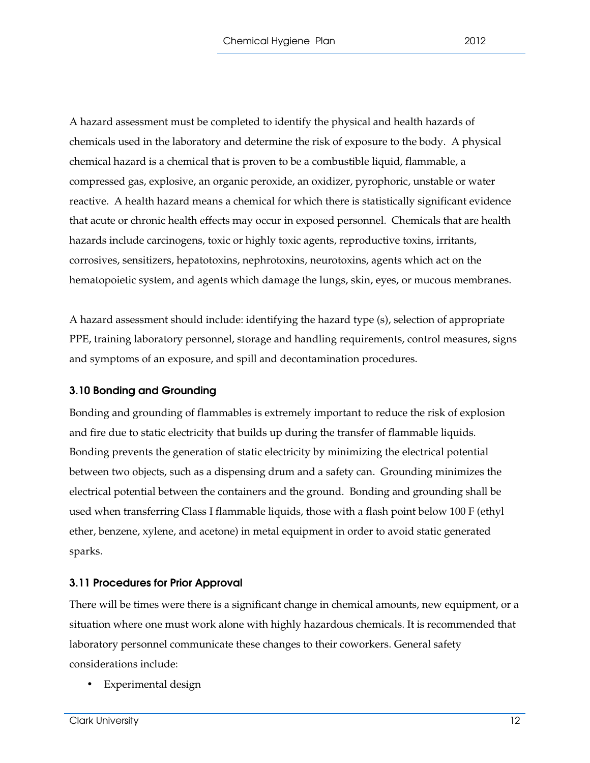A hazard assessment must be completed to identify the physical and health hazards of chemicals used in the laboratory and determine the risk of exposure to the body. A physical chemical hazard is a chemical that is proven to be a combustible liquid, flammable, a compressed gas, explosive, an organic peroxide, an oxidizer, pyrophoric, unstable or water reactive. A health hazard means a chemical for which there is statistically significant evidence that acute or chronic health effects may occur in exposed personnel. Chemicals that are health hazards include carcinogens, toxic or highly toxic agents, reproductive toxins, irritants, corrosives, sensitizers, hepatotoxins, nephrotoxins, neurotoxins, agents which act on the hematopoietic system, and agents which damage the lungs, skin, eyes, or mucous membranes.

A hazard assessment should include: identifying the hazard type (s), selection of appropriate PPE, training laboratory personnel, storage and handling requirements, control measures, signs and symptoms of an exposure, and spill and decontamination procedures.

### 3.10 Bonding and Grounding

Bonding and grounding of flammables is extremely important to reduce the risk of explosion and fire due to static electricity that builds up during the transfer of flammable liquids. Bonding prevents the generation of static electricity by minimizing the electrical potential between two objects, such as a dispensing drum and a safety can. Grounding minimizes the electrical potential between the containers and the ground. Bonding and grounding shall be used when transferring Class I flammable liquids, those with a flash point below 100 F (ethyl ether, benzene, xylene, and acetone) in metal equipment in order to avoid static generated sparks.

### 3.11 Procedures for Prior Approval

There will be times were there is a significant change in chemical amounts, new equipment, or a situation where one must work alone with highly hazardous chemicals. It is recommended that laboratory personnel communicate these changes to their coworkers. General safety considerations include:

- Experimental design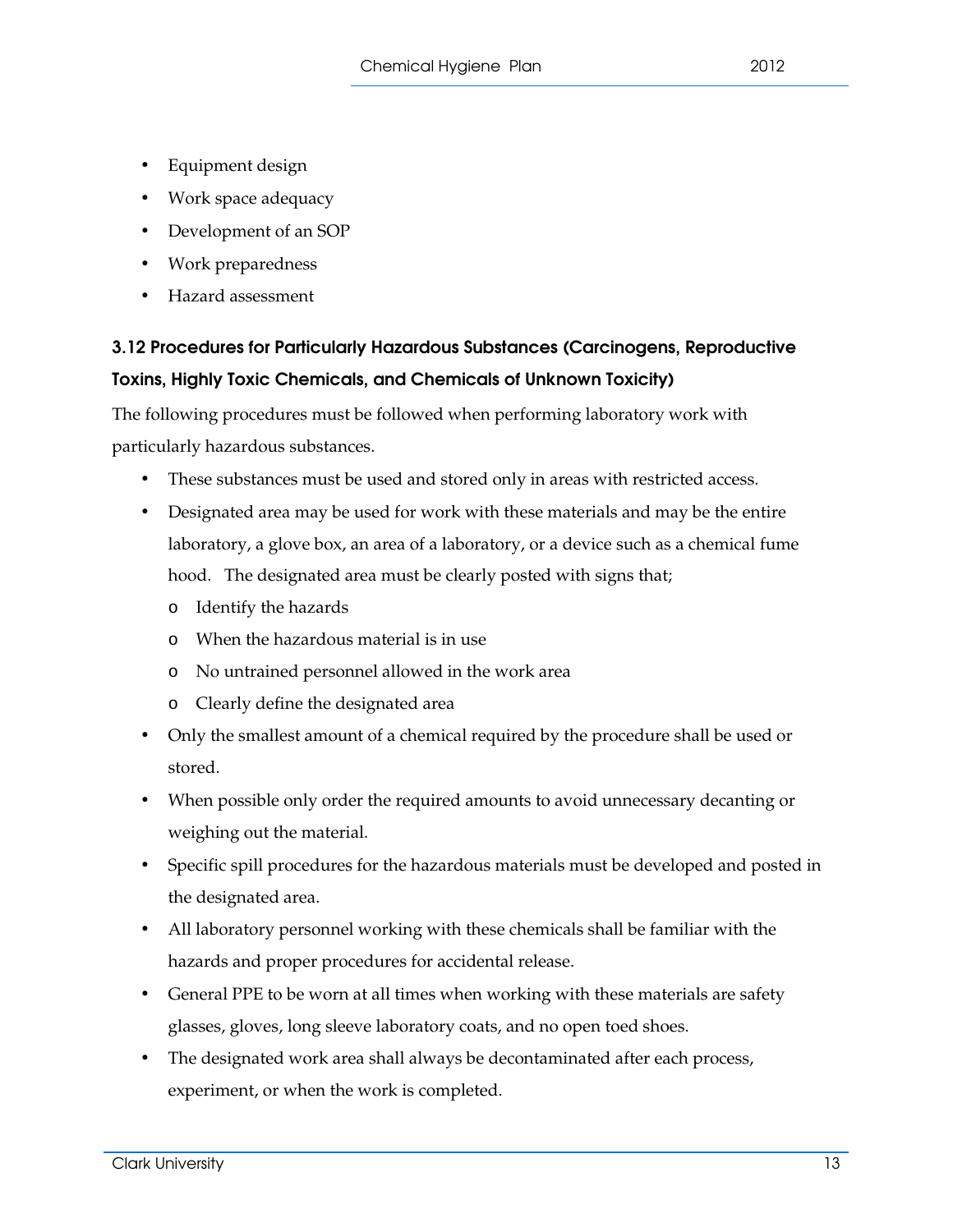- Equipment design
- Work space adequacy
- Development of an SOP
- Work preparedness
- Hazard assessment

### 3.12 Procedures for Particularly Hazardous Substances (Carcinogens, Reproductive Toxins, Highly Toxic Chemicals, and Chemicals of Unknown Toxicity)

The following procedures must be followed when performing laboratory work with particularly hazardous substances.

- These substances must be used and stored only in areas with restricted access.
- Designated area may be used for work with these materials and may be the entire laboratory, a glove box, an area of a laboratory, or a device such as a chemical fume hood. The designated area must be clearly posted with signs that;
  - Identify the hazards
  - When the hazardous material is in use
  - No untrained personnel allowed in the work area
  - Clearly define the designated area
- Only the smallest amount of a chemical required by the procedure shall be used or stored.
- When possible only order the required amounts to avoid unnecessary decanting or weighing out the material.
- Specific spill procedures for the hazardous materials must be developed and posted in the designated area.
- All laboratory personnel working with these chemicals shall be familiar with the hazards and proper procedures for accidental release.
- General PPE to be worn at all times when working with these materials are safety glasses, gloves, long sleeve laboratory coats, and no open toed shoes.
- The designated work area shall always be decontaminated after each process, experiment, or when the work is completed.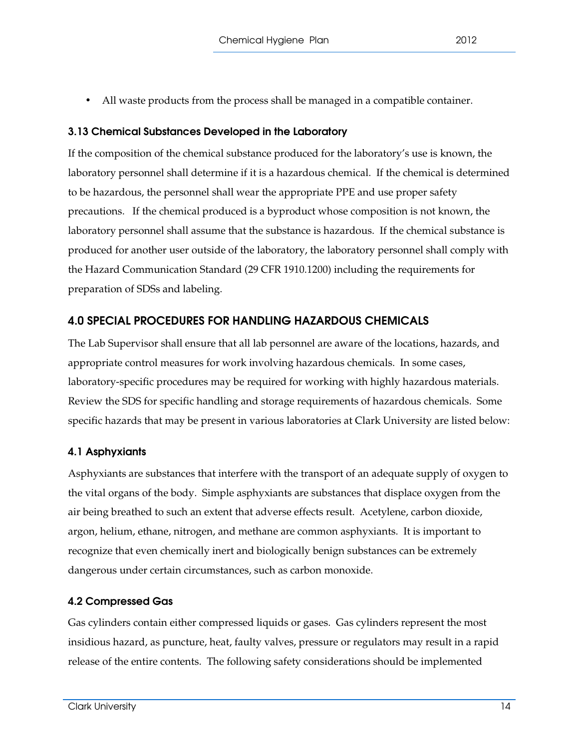- All waste products from the process shall be managed in a compatible container.

### 3.13 Chemical Substances Developed in the Laboratory

If the composition of the chemical substance produced for the laboratory's use is known, the laboratory personnel shall determine if it is a hazardous chemical. If the chemical is determined to be hazardous, the personnel shall wear the appropriate PPE and use proper safety precautions. If the chemical produced is a byproduct whose composition is not known, the laboratory personnel shall assume that the substance is hazardous. If the chemical substance is produced for another user outside of the laboratory, the laboratory personnel shall comply with the Hazard Communication Standard (29 CFR 1910.1200) including the requirements for preparation of SDSs and labeling.

## 4.0 SPECIAL PROCEDURES FOR HANDLING HAZARDOUS CHEMICALS

The Lab Supervisor shall ensure that all lab personnel are aware of the locations, hazards, and appropriate control measures for work involving hazardous chemicals. In some cases, laboratory-specific procedures may be required for working with highly hazardous materials. Review the SDS for specific handling and storage requirements of hazardous chemicals. Some specific hazards that may be present in various laboratories at Clark University are listed below:

### 4.1 Asphyxiants

Asphyxiants are substances that interfere with the transport of an adequate supply of oxygen to the vital organs of the body. Simple asphyxiants are substances that displace oxygen from the air being breathed to such an extent that adverse effects result. Acetylene, carbon dioxide, argon, helium, ethane, nitrogen, and methane are common asphyxiants. It is important to recognize that even chemically inert and biologically benign substances can be extremely dangerous under certain circumstances, such as carbon monoxide.

### 4.2 Compressed Gas

Gas cylinders contain either compressed liquids or gases. Gas cylinders represent the most insidious hazard, as puncture, heat, faulty valves, pressure or regulators may result in a rapid release of the entire contents. The following safety considerations should be implemented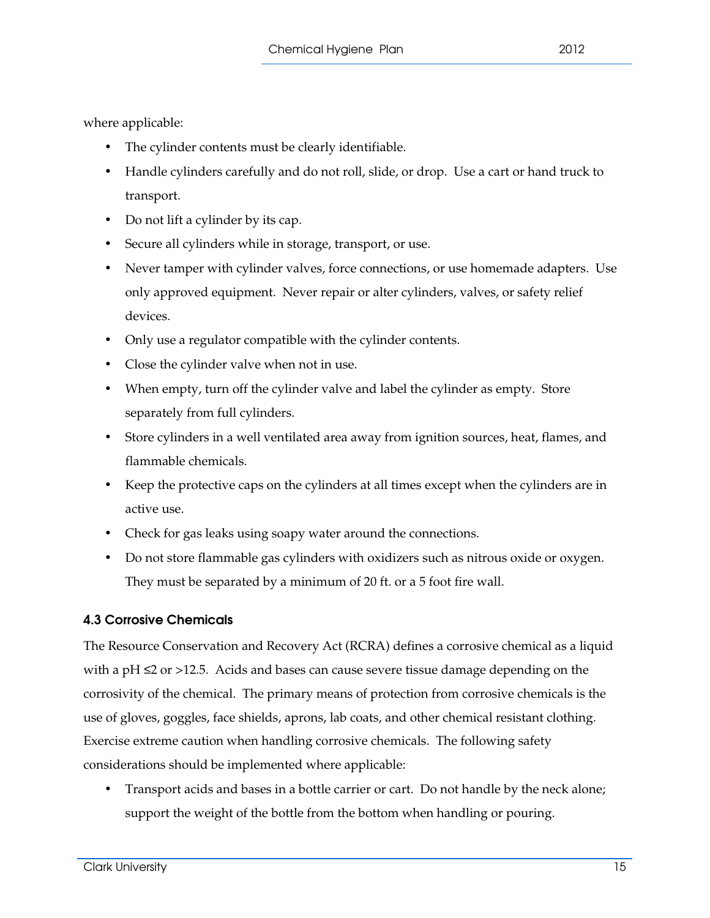where applicable:

- The cylinder contents must be clearly identifiable.
- Handle cylinders carefully and do not roll, slide, or drop. Use a cart or hand truck to transport.
- Do not lift a cylinder by its cap.
- Secure all cylinders while in storage, transport, or use.
- Never tamper with cylinder valves, force connections, or use homemade adapters. Use only approved equipment. Never repair or alter cylinders, valves, or safety relief devices.
- Only use a regulator compatible with the cylinder contents.
- Close the cylinder valve when not in use.
- When empty, turn off the cylinder valve and label the cylinder as empty. Store separately from full cylinders.
- Store cylinders in a well ventilated area away from ignition sources, heat, flames, and flammable chemicals.
- Keep the protective caps on the cylinders at all times except when the cylinders are in active use.
- Check for gas leaks using soapy water around the connections.
- Do not store flammable gas cylinders with oxidizers such as nitrous oxide or oxygen. They must be separated by a minimum of 20 ft. or a 5 foot fire wall.

### 4.3 Corrosive Chemicals

The Resource Conservation and Recovery Act (RCRA) defines a corrosive chemical as a liquid with a pH $\leq 2$ or $>12.5$. Acids and bases can cause severe tissue damage depending on the corrosivity of the chemical. The primary means of protection from corrosive chemicals is the use of gloves, goggles, face shields, aprons, lab coats, and other chemical resistant clothing. Exercise extreme caution when handling corrosive chemicals. The following safety considerations should be implemented where applicable:

- Transport acids and bases in a bottle carrier or cart. Do not handle by the neck alone; support the weight of the bottle from the bottom when handling or pouring.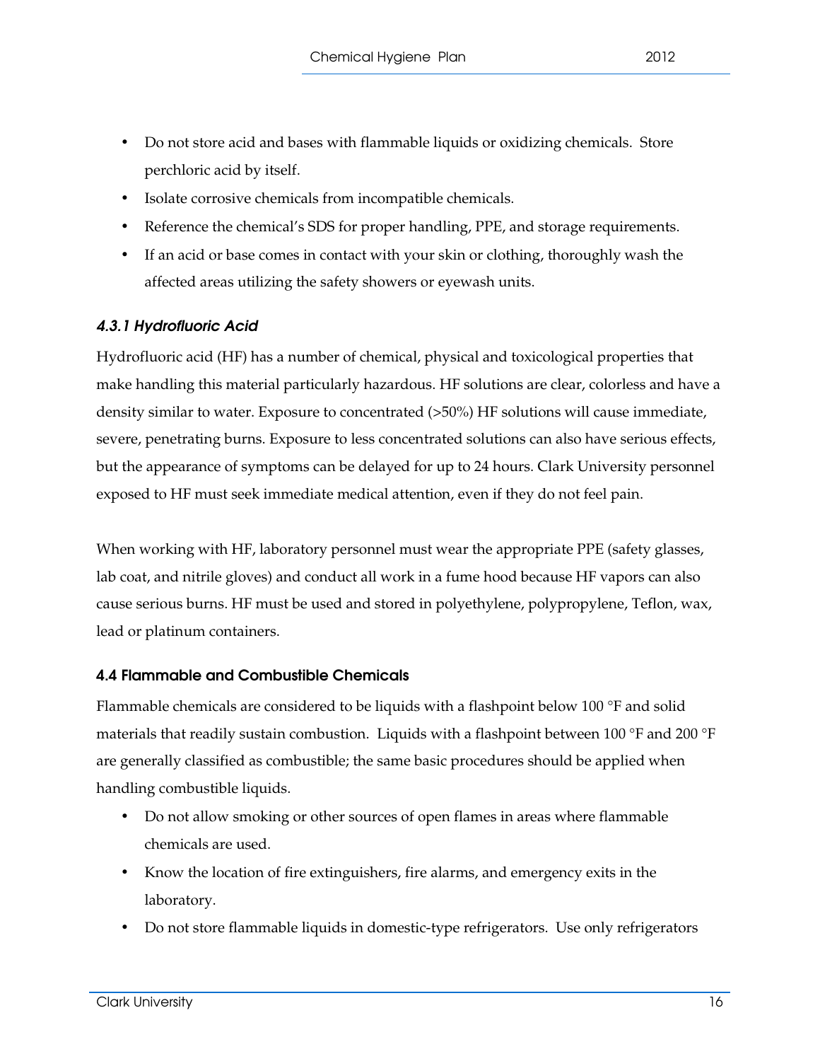- Do not store acid and bases with flammable liquids or oxidizing chemicals. Store perchloric acid by itself.
- Isolate corrosive chemicals from incompatible chemicals.
- Reference the chemical's SDS for proper handling, PPE, and storage requirements.
- If an acid or base comes in contact with your skin or clothing, thoroughly wash the affected areas utilizing the safety showers or eyewash units.

#### *4.3.1 Hydrofluoric Acid*

Hydrofluoric acid (HF) has a number of chemical, physical and toxicological properties that make handling this material particularly hazardous. HF solutions are clear, colorless and have a density similar to water. Exposure to concentrated (>50%) HF solutions will cause immediate, severe, penetrating burns. Exposure to less concentrated solutions can also have serious effects, but the appearance of symptoms can be delayed for up to 24 hours. Clark University personnel exposed to HF must seek immediate medical attention, even if they do not feel pain.

When working with HF, laboratory personnel must wear the appropriate PPE (safety glasses, lab coat, and nitrile gloves) and conduct all work in a fume hood because HF vapors can also cause serious burns. HF must be used and stored in polyethylene, polypropylene, Teflon, wax, lead or platinum containers.

### 4.4 Flammable and Combustible Chemicals

Flammable chemicals are considered to be liquids with a flashpoint below 100 °F and solid materials that readily sustain combustion. Liquids with a flashpoint between 100 °F and 200 °F are generally classified as combustible; the same basic procedures should be applied when handling combustible liquids.

- Do not allow smoking or other sources of open flames in areas where flammable chemicals are used.
- Know the location of fire extinguishers, fire alarms, and emergency exits in the laboratory.
- Do not store flammable liquids in domestic-type refrigerators. Use only refrigerators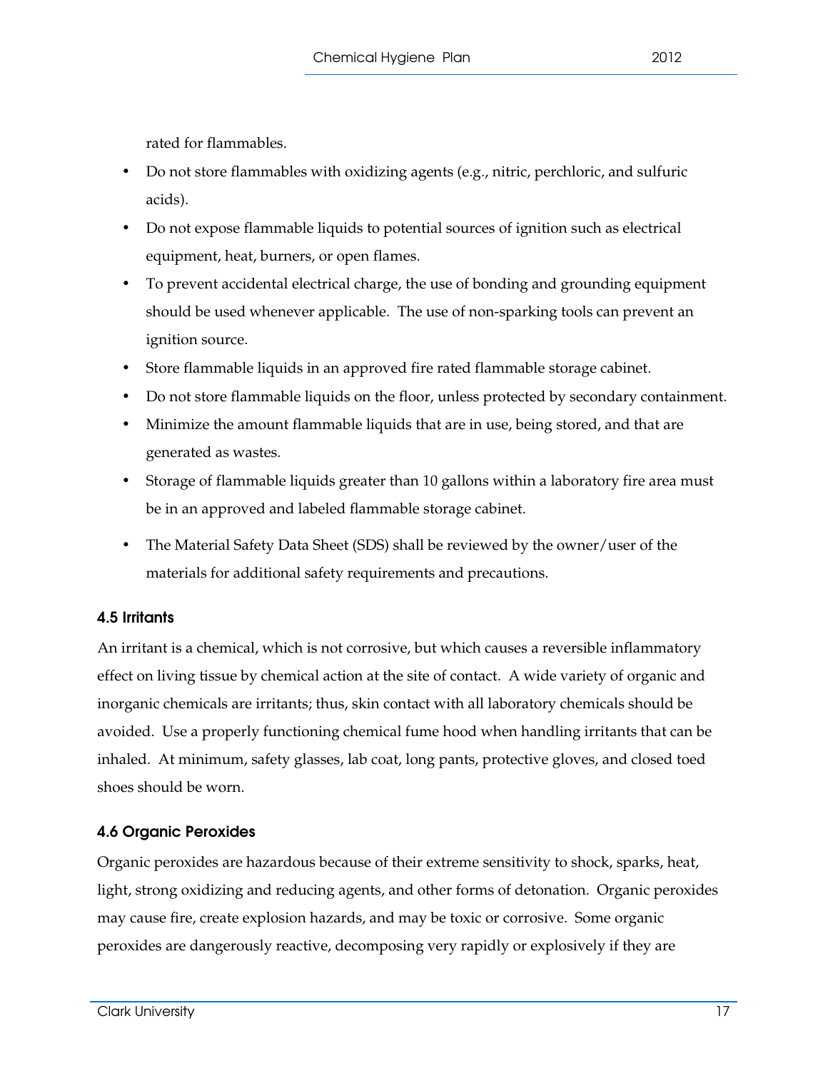rated for flammables.

- Do not store flammables with oxidizing agents (e.g., nitric, perchloric, and sulfuric acids).
- Do not expose flammable liquids to potential sources of ignition such as electrical equipment, heat, burners, or open flames.
- To prevent accidental electrical charge, the use of bonding and grounding equipment should be used whenever applicable. The use of non-sparking tools can prevent an ignition source.
- Store flammable liquids in an approved fire rated flammable storage cabinet.
- Do not store flammable liquids on the floor, unless protected by secondary containment.
- Minimize the amount flammable liquids that are in use, being stored, and that are generated as wastes.
- Storage of flammable liquids greater than 10 gallons within a laboratory fire area must be in an approved and labeled flammable storage cabinet.
- The Material Safety Data Sheet (SDS) shall be reviewed by the owner/user of the materials for additional safety requirements and precautions.

### 4.5 Irritants

An irritant is a chemical, which is not corrosive, but which causes a reversible inflammatory effect on living tissue by chemical action at the site of contact. A wide variety of organic and inorganic chemicals are irritants; thus, skin contact with all laboratory chemicals should be avoided. Use a properly functioning chemical fume hood when handling irritants that can be inhaled. At minimum, safety glasses, lab coat, long pants, protective gloves, and closed toed shoes should be worn.

### 4.6 Organic Peroxides

Organic peroxides are hazardous because of their extreme sensitivity to shock, sparks, heat, light, strong oxidizing and reducing agents, and other forms of detonation. Organic peroxides may cause fire, create explosion hazards, and may be toxic or corrosive. Some organic peroxides are dangerously reactive, decomposing very rapidly or explosively if they are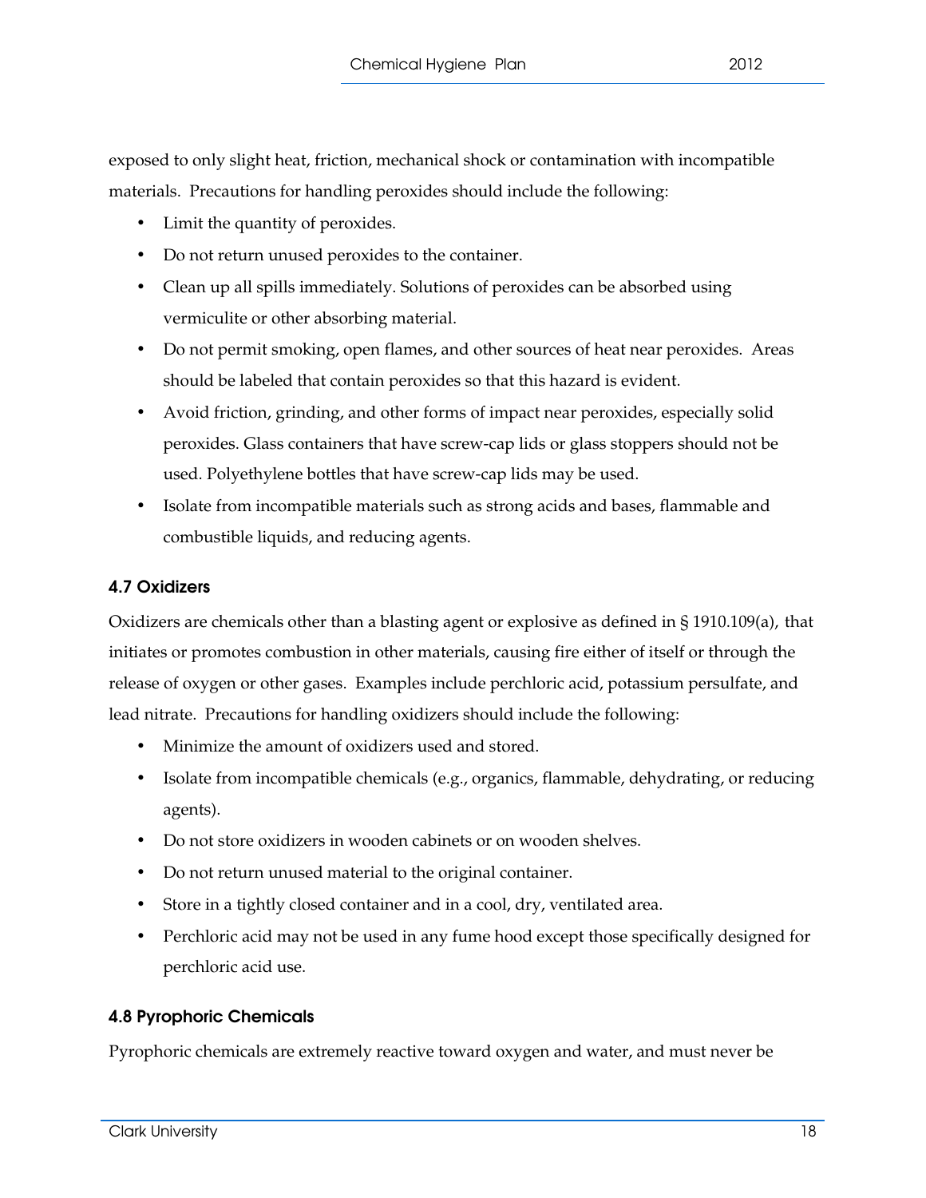exposed to only slight heat, friction, mechanical shock or contamination with incompatible materials. Precautions for handling peroxides should include the following:

- Limit the quantity of peroxides.
- Do not return unused peroxides to the container.
- Clean up all spills immediately. Solutions of peroxides can be absorbed using vermiculite or other absorbing material.
- Do not permit smoking, open flames, and other sources of heat near peroxides. Areas should be labeled that contain peroxides so that this hazard is evident.
- Avoid friction, grinding, and other forms of impact near peroxides, especially solid peroxides. Glass containers that have screw-cap lids or glass stoppers should not be used. Polyethylene bottles that have screw-cap lids may be used.
- Isolate from incompatible materials such as strong acids and bases, flammable and combustible liquids, and reducing agents.

### 4.7 Oxidizers

Oxidizers are chemicals other than a blasting agent or explosive as defined in § 1910.109(a), that initiates or promotes combustion in other materials, causing fire either of itself or through the release of oxygen or other gases. Examples include perchloric acid, potassium persulfate, and lead nitrate. Precautions for handling oxidizers should include the following:

- Minimize the amount of oxidizers used and stored.
- Isolate from incompatible chemicals (e.g., organics, flammable, dehydrating, or reducing agents).
- Do not store oxidizers in wooden cabinets or on wooden shelves.
- Do not return unused material to the original container.
- Store in a tightly closed container and in a cool, dry, ventilated area.
- Perchloric acid may not be used in any fume hood except those specifically designed for perchloric acid use.

### 4.8 Pyrophoric Chemicals

Pyrophoric chemicals are extremely reactive toward oxygen and water, and must never be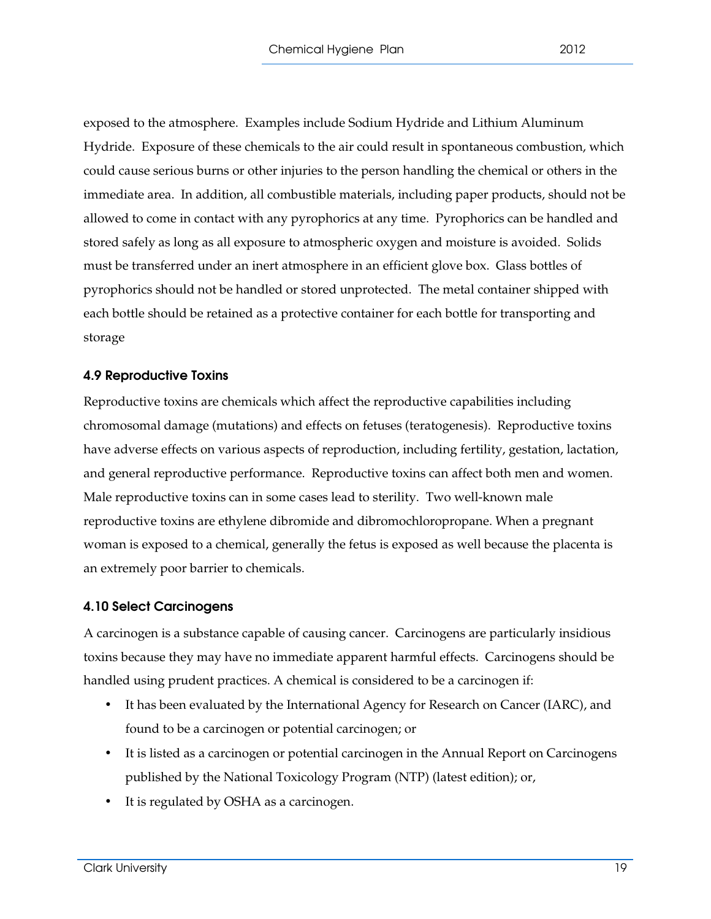exposed to the atmosphere. Examples include Sodium Hydride and Lithium Aluminum Hydride. Exposure of these chemicals to the air could result in spontaneous combustion, which could cause serious burns or other injuries to the person handling the chemical or others in the immediate area. In addition, all combustible materials, including paper products, should not be allowed to come in contact with any pyrophorics at any time. Pyrophorics can be handled and stored safely as long as all exposure to atmospheric oxygen and moisture is avoided. Solids must be transferred under an inert atmosphere in an efficient glove box. Glass bottles of pyrophorics should not be handled or stored unprotected. The metal container shipped with each bottle should be retained as a protective container for each bottle for transporting and storage

### 4.9 Reproductive Toxins

Reproductive toxins are chemicals which affect the reproductive capabilities including chromosomal damage (mutations) and effects on fetuses (teratogenesis). Reproductive toxins have adverse effects on various aspects of reproduction, including fertility, gestation, lactation, and general reproductive performance. Reproductive toxins can affect both men and women. Male reproductive toxins can in some cases lead to sterility. Two well-known male reproductive toxins are ethylene dibromide and dibromochloropropane. When a pregnant woman is exposed to a chemical, generally the fetus is exposed as well because the placenta is an extremely poor barrier to chemicals.

### 4.10 Select Carcinogens

A carcinogen is a substance capable of causing cancer. Carcinogens are particularly insidious toxins because they may have no immediate apparent harmful effects. Carcinogens should be handled using prudent practices. A chemical is considered to be a carcinogen if:

- It has been evaluated by the International Agency for Research on Cancer (IARC), and found to be a carcinogen or potential carcinogen; or
- It is listed as a carcinogen or potential carcinogen in the Annual Report on Carcinogens published by the National Toxicology Program (NTP) (latest edition); or,
- It is regulated by OSHA as a carcinogen.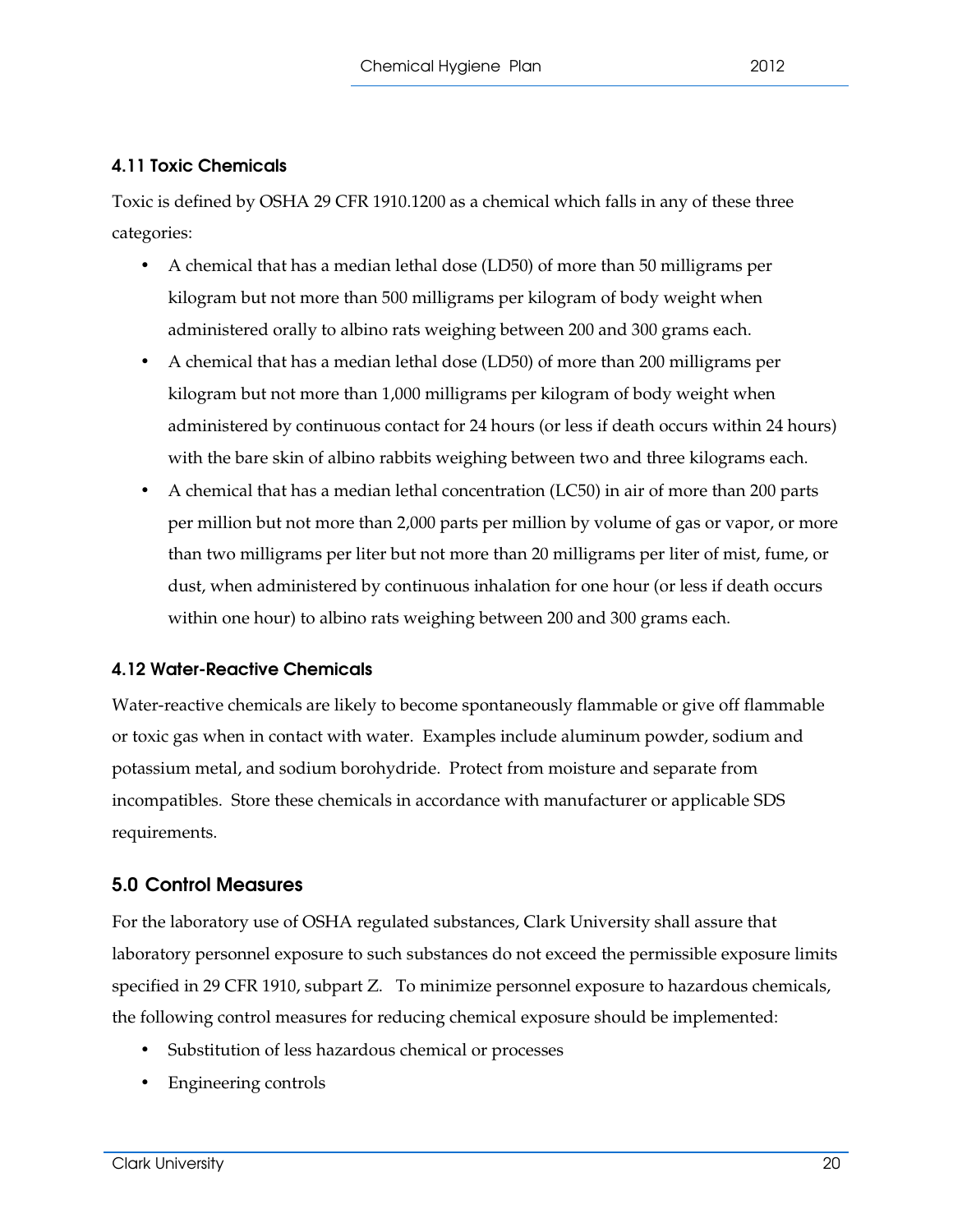### 4.11 Toxic Chemicals

Toxic is defined by OSHA 29 CFR 1910.1200 as a chemical which falls in any of these three categories:

- A chemical that has a median lethal dose (LD50) of more than 50 milligrams per kilogram but not more than 500 milligrams per kilogram of body weight when administered orally to albino rats weighing between 200 and 300 grams each.
- A chemical that has a median lethal dose (LD50) of more than 200 milligrams per kilogram but not more than 1,000 milligrams per kilogram of body weight when administered by continuous contact for 24 hours (or less if death occurs within 24 hours) with the bare skin of albino rabbits weighing between two and three kilograms each.
- A chemical that has a median lethal concentration (LC50) in air of more than 200 parts per million but not more than 2,000 parts per million by volume of gas or vapor, or more than two milligrams per liter but not more than 20 milligrams per liter of mist, fume, or dust, when administered by continuous inhalation for one hour (or less if death occurs within one hour) to albino rats weighing between 200 and 300 grams each.

### 4.12 Water-Reactive Chemicals

Water-reactive chemicals are likely to become spontaneously flammable or give off flammable or toxic gas when in contact with water. Examples include aluminum powder, sodium and potassium metal, and sodium borohydride. Protect from moisture and separate from incompatibles. Store these chemicals in accordance with manufacturer or applicable SDS requirements.

## 5.0 Control Measures

For the laboratory use of OSHA regulated substances, Clark University shall assure that laboratory personnel exposure to such substances do not exceed the permissible exposure limits specified in 29 CFR 1910, subpart Z. To minimize personnel exposure to hazardous chemicals, the following control measures for reducing chemical exposure should be implemented:

- Substitution of less hazardous chemical or processes
- Engineering controls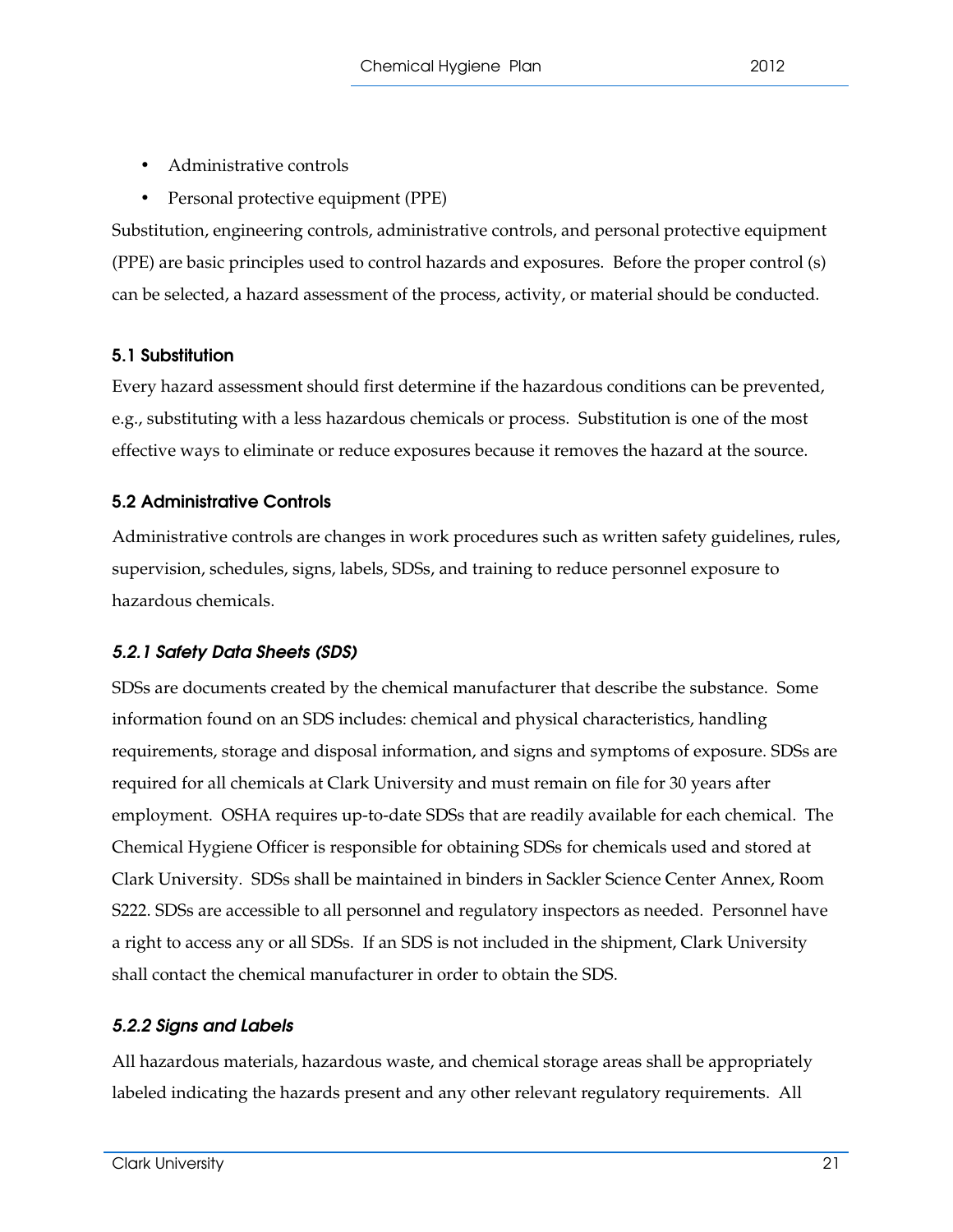- Administrative controls
- Personal protective equipment (PPE)

Substitution, engineering controls, administrative controls, and personal protective equipment (PPE) are basic principles used to control hazards and exposures. Before the proper control (s) can be selected, a hazard assessment of the process, activity, or material should be conducted.

### 5.1 Substitution

Every hazard assessment should first determine if the hazardous conditions can be prevented, e.g., substituting with a less hazardous chemicals or process. Substitution is one of the most effective ways to eliminate or reduce exposures because it removes the hazard at the source.

### 5.2 Administrative Controls

Administrative controls are changes in work procedures such as written safety guidelines, rules, supervision, schedules, signs, labels, SDSs, and training to reduce personnel exposure to hazardous chemicals.

#### *5.2.1 Safety Data Sheets (SDS)*

SDSs are documents created by the chemical manufacturer that describe the substance. Some information found on an SDS includes: chemical and physical characteristics, handling requirements, storage and disposal information, and signs and symptoms of exposure. SDSs are required for all chemicals at Clark University and must remain on file for 30 years after employment. OSHA requires up-to-date SDSs that are readily available for each chemical. The Chemical Hygiene Officer is responsible for obtaining SDSs for chemicals used and stored at Clark University. SDSs shall be maintained in binders in Sackler Science Center Annex, Room S222. SDSs are accessible to all personnel and regulatory inspectors as needed. Personnel have a right to access any or all SDSs. If an SDS is not included in the shipment, Clark University shall contact the chemical manufacturer in order to obtain the SDS.

#### *5.2.2 Signs and Labels*

All hazardous materials, hazardous waste, and chemical storage areas shall be appropriately labeled indicating the hazards present and any other relevant regulatory requirements. All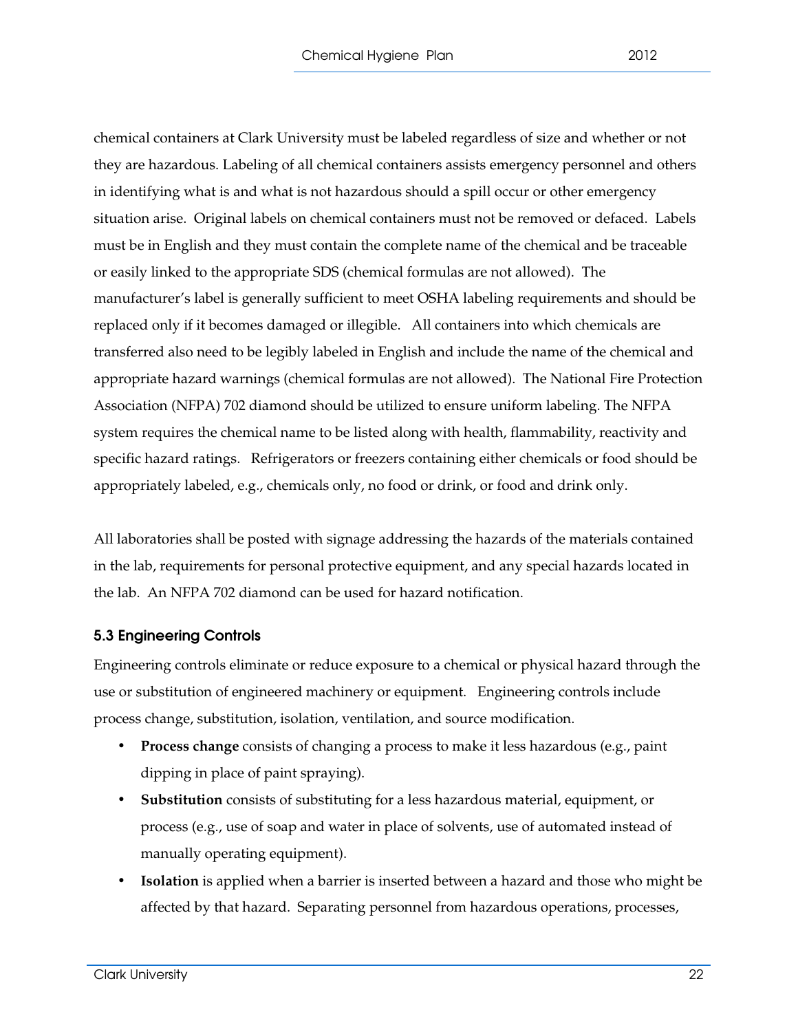chemical containers at Clark University must be labeled regardless of size and whether or not they are hazardous. Labeling of all chemical containers assists emergency personnel and others in identifying what is and what is not hazardous should a spill occur or other emergency situation arise. Original labels on chemical containers must not be removed or defaced. Labels must be in English and they must contain the complete name of the chemical and be traceable or easily linked to the appropriate SDS (chemical formulas are not allowed). The manufacturer's label is generally sufficient to meet OSHA labeling requirements and should be replaced only if it becomes damaged or illegible. All containers into which chemicals are transferred also need to be legibly labeled in English and include the name of the chemical and appropriate hazard warnings (chemical formulas are not allowed). The National Fire Protection Association (NFPA) 702 diamond should be utilized to ensure uniform labeling. The NFPA system requires the chemical name to be listed along with health, flammability, reactivity and specific hazard ratings. Refrigerators or freezers containing either chemicals or food should be appropriately labeled, e.g., chemicals only, no food or drink, or food and drink only.

All laboratories shall be posted with signage addressing the hazards of the materials contained in the lab, requirements for personal protective equipment, and any special hazards located in the lab. An NFPA 702 diamond can be used for hazard notification.

### 5.3 Engineering Controls

Engineering controls eliminate or reduce exposure to a chemical or physical hazard through the use or substitution of engineered machinery or equipment. Engineering controls include process change, substitution, isolation, ventilation, and source modification.

- **Process change** consists of changing a process to make it less hazardous (e.g., paint dipping in place of paint spraying).
- **Substitution** consists of substituting for a less hazardous material, equipment, or process (e.g., use of soap and water in place of solvents, use of automated instead of manually operating equipment).
- **Isolation** is applied when a barrier is inserted between a hazard and those who might be affected by that hazard. Separating personnel from hazardous operations, processes,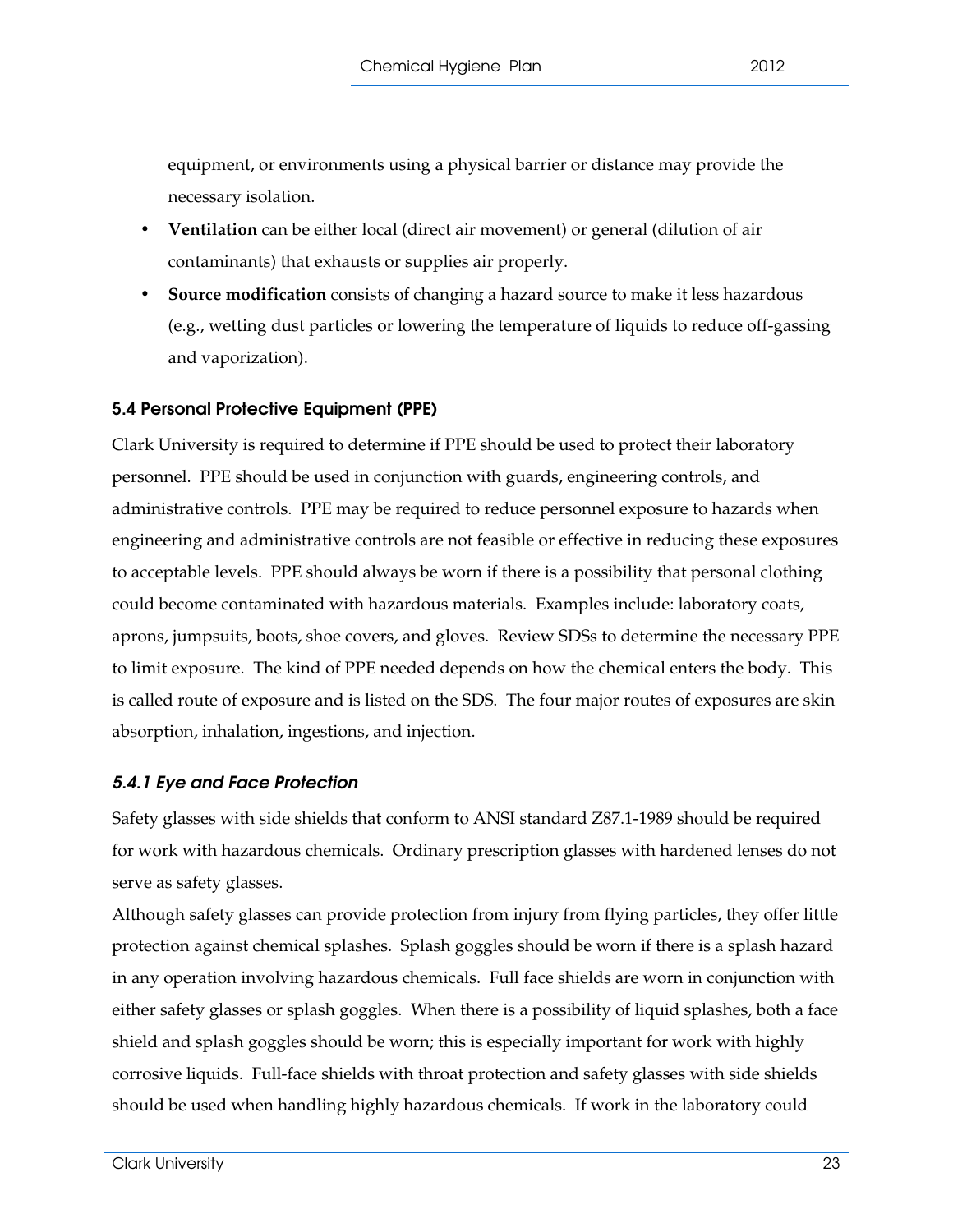equipment, or environments using a physical barrier or distance may provide the necessary isolation.

- **Ventilation** can be either local (direct air movement) or general (dilution of air contaminants) that exhausts or supplies air properly.
- **Source modification** consists of changing a hazard source to make it less hazardous (e.g., wetting dust particles or lowering the temperature of liquids to reduce off-gassing and vaporization).

### 5.4 Personal Protective Equipment (PPE)

Clark University is required to determine if PPE should be used to protect their laboratory personnel. PPE should be used in conjunction with guards, engineering controls, and administrative controls. PPE may be required to reduce personnel exposure to hazards when engineering and administrative controls are not feasible or effective in reducing these exposures to acceptable levels. PPE should always be worn if there is a possibility that personal clothing could become contaminated with hazardous materials. Examples include: laboratory coats, aprons, jumpsuits, boots, shoe covers, and gloves. Review SDSs to determine the necessary PPE to limit exposure. The kind of PPE needed depends on how the chemical enters the body. This is called route of exposure and is listed on the SDS. The four major routes of exposures are skin absorption, inhalation, ingestions, and injection.

#### *5.4.1 Eye and Face Protection*

Safety glasses with side shields that conform to ANSI standard Z87.1-1989 should be required for work with hazardous chemicals. Ordinary prescription glasses with hardened lenses do not serve as safety glasses.

Although safety glasses can provide protection from injury from flying particles, they offer little protection against chemical splashes. Splash goggles should be worn if there is a splash hazard in any operation involving hazardous chemicals. Full face shields are worn in conjunction with either safety glasses or splash goggles. When there is a possibility of liquid splashes, both a face shield and splash goggles should be worn; this is especially important for work with highly corrosive liquids. Full-face shields with throat protection and safety glasses with side shields should be used when handling highly hazardous chemicals. If work in the laboratory could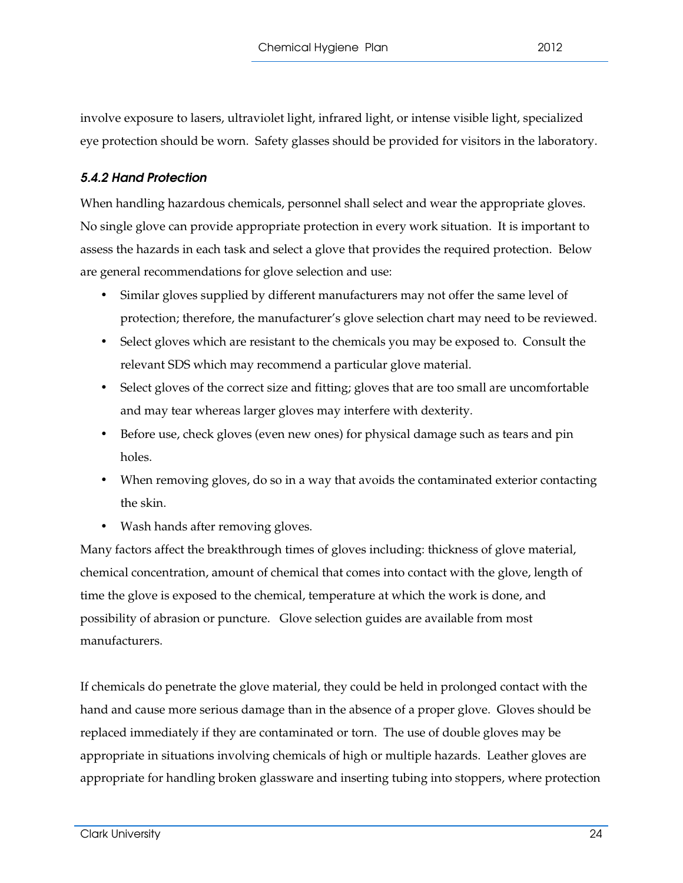involve exposure to lasers, ultraviolet light, infrared light, or intense visible light, specialized eye protection should be worn. Safety glasses should be provided for visitors in the laboratory.

#### *5.4.2 Hand Protection*

When handling hazardous chemicals, personnel shall select and wear the appropriate gloves. No single glove can provide appropriate protection in every work situation. It is important to assess the hazards in each task and select a glove that provides the required protection. Below are general recommendations for glove selection and use:

- Similar gloves supplied by different manufacturers may not offer the same level of protection; therefore, the manufacturer's glove selection chart may need to be reviewed.
- Select gloves which are resistant to the chemicals you may be exposed to. Consult the relevant SDS which may recommend a particular glove material.
- Select gloves of the correct size and fitting; gloves that are too small are uncomfortable and may tear whereas larger gloves may interfere with dexterity.
- Before use, check gloves (even new ones) for physical damage such as tears and pin holes.
- When removing gloves, do so in a way that avoids the contaminated exterior contacting the skin.
- Wash hands after removing gloves.

Many factors affect the breakthrough times of gloves including: thickness of glove material, chemical concentration, amount of chemical that comes into contact with the glove, length of time the glove is exposed to the chemical, temperature at which the work is done, and possibility of abrasion or puncture. Glove selection guides are available from most manufacturers.

If chemicals do penetrate the glove material, they could be held in prolonged contact with the hand and cause more serious damage than in the absence of a proper glove. Gloves should be replaced immediately if they are contaminated or torn. The use of double gloves may be appropriate in situations involving chemicals of high or multiple hazards. Leather gloves are appropriate for handling broken glassware and inserting tubing into stoppers, where protection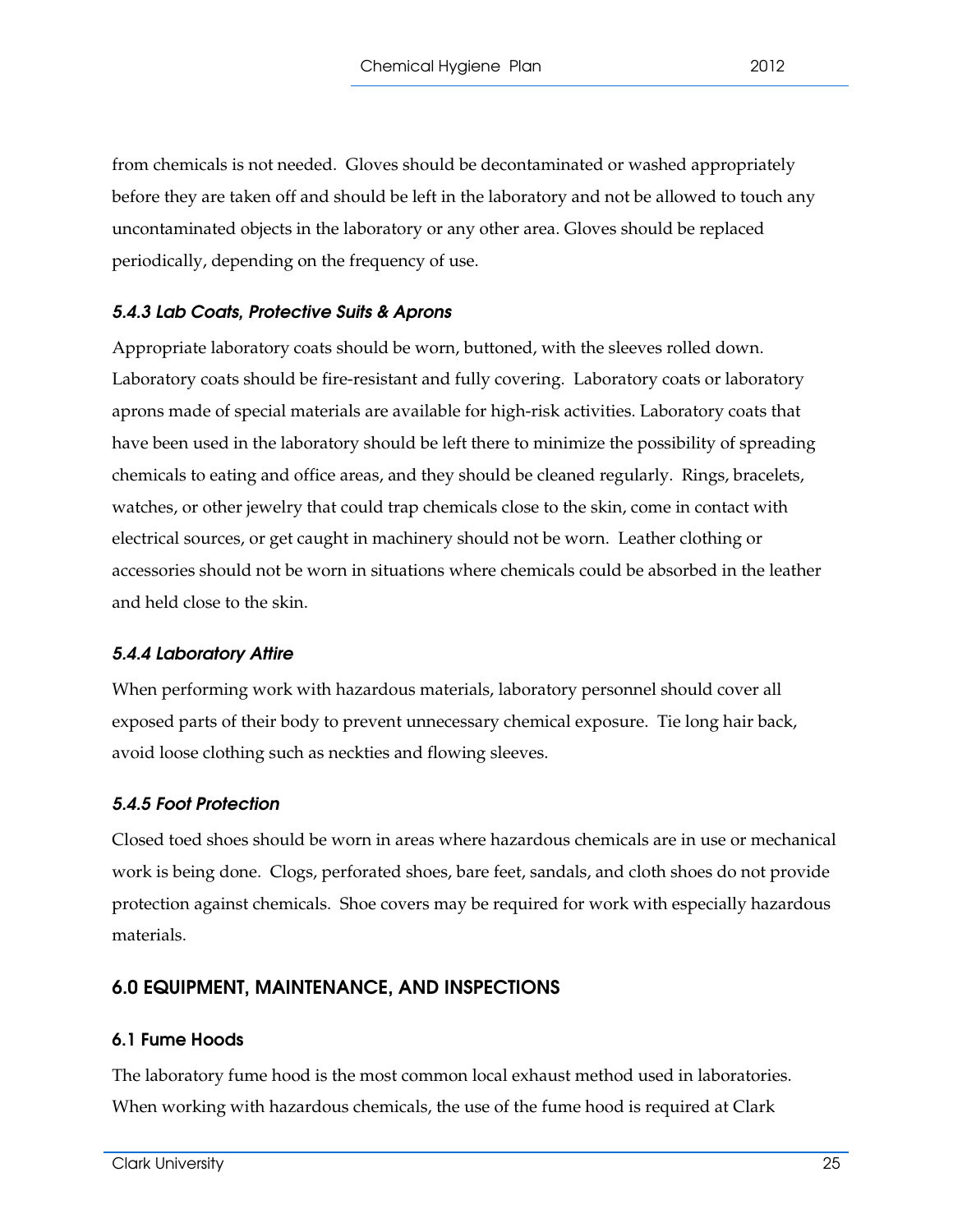from chemicals is not needed. Gloves should be decontaminated or washed appropriately before they are taken off and should be left in the laboratory and not be allowed to touch any uncontaminated objects in the laboratory or any other area. Gloves should be replaced periodically, depending on the frequency of use.

#### *5.4.3 Lab Coats, Protective Suits & Aprons*

Appropriate laboratory coats should be worn, buttoned, with the sleeves rolled down. Laboratory coats should be fire-resistant and fully covering. Laboratory coats or laboratory aprons made of special materials are available for high-risk activities. Laboratory coats that have been used in the laboratory should be left there to minimize the possibility of spreading chemicals to eating and office areas, and they should be cleaned regularly. Rings, bracelets, watches, or other jewelry that could trap chemicals close to the skin, come in contact with electrical sources, or get caught in machinery should not be worn. Leather clothing or accessories should not be worn in situations where chemicals could be absorbed in the leather and held close to the skin.

#### *5.4.4 Laboratory Attire*

When performing work with hazardous materials, laboratory personnel should cover all exposed parts of their body to prevent unnecessary chemical exposure. Tie long hair back, avoid loose clothing such as neckties and flowing sleeves.

#### *5.4.5 Foot Protection*

Closed toed shoes should be worn in areas where hazardous chemicals are in use or mechanical work is being done. Clogs, perforated shoes, bare feet, sandals, and cloth shoes do not provide protection against chemicals. Shoe covers may be required for work with especially hazardous materials.

## 6.0 EQUIPMENT, MAINTENANCE, AND INSPECTIONS

### 6.1 Fume Hoods

The laboratory fume hood is the most common local exhaust method used in laboratories. When working with hazardous chemicals, the use of the fume hood is required at Clark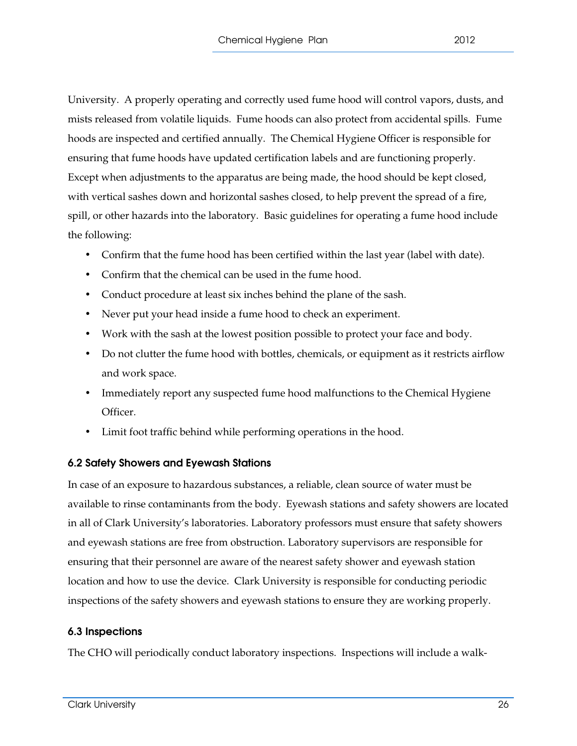University. A properly operating and correctly used fume hood will control vapors, dusts, and mists released from volatile liquids. Fume hoods can also protect from accidental spills. Fume hoods are inspected and certified annually. The Chemical Hygiene Officer is responsible for ensuring that fume hoods have updated certification labels and are functioning properly. Except when adjustments to the apparatus are being made, the hood should be kept closed, with vertical sashes down and horizontal sashes closed, to help prevent the spread of a fire, spill, or other hazards into the laboratory. Basic guidelines for operating a fume hood include the following:

- Confirm that the fume hood has been certified within the last year (label with date).
- Confirm that the chemical can be used in the fume hood.
- Conduct procedure at least six inches behind the plane of the sash.
- Never put your head inside a fume hood to check an experiment.
- Work with the sash at the lowest position possible to protect your face and body.
- Do not clutter the fume hood with bottles, chemicals, or equipment as it restricts airflow and work space.
- Immediately report any suspected fume hood malfunctions to the Chemical Hygiene Officer.
- Limit foot traffic behind while performing operations in the hood.

### 6.2 Safety Showers and Eyewash Stations

In case of an exposure to hazardous substances, a reliable, clean source of water must be available to rinse contaminants from the body. Eyewash stations and safety showers are located in all of Clark University's laboratories. Laboratory professors must ensure that safety showers and eyewash stations are free from obstruction. Laboratory supervisors are responsible for ensuring that their personnel are aware of the nearest safety shower and eyewash station location and how to use the device. Clark University is responsible for conducting periodic inspections of the safety showers and eyewash stations to ensure they are working properly.

### 6.3 Inspections

The CHO will periodically conduct laboratory inspections. Inspections will include a walk-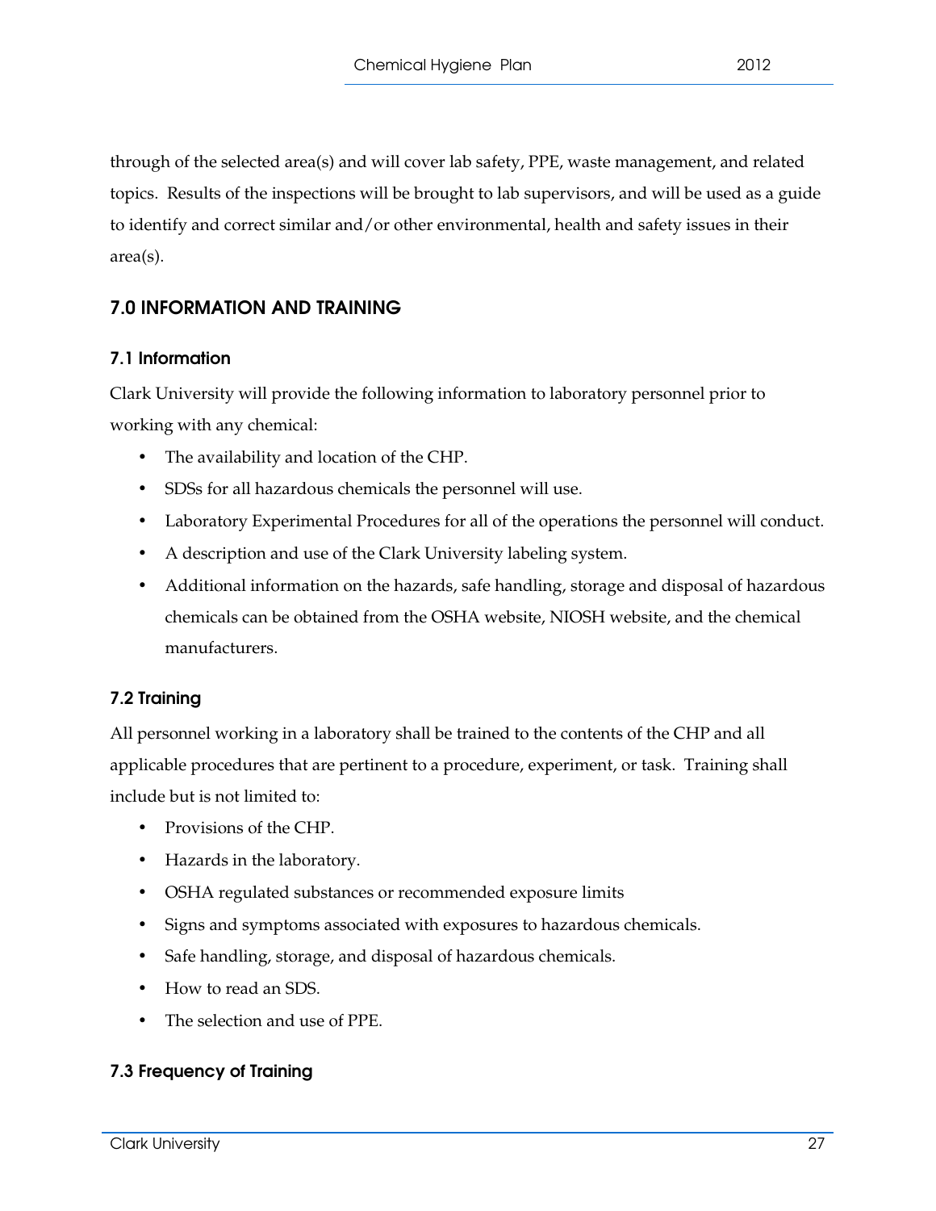through of the selected area(s) and will cover lab safety, PPE, waste management, and related topics. Results of the inspections will be brought to lab supervisors, and will be used as a guide to identify and correct similar and/or other environmental, health and safety issues in their area(s).

## 7.0 INFORMATION AND TRAINING

### 7.1 Information

Clark University will provide the following information to laboratory personnel prior to working with any chemical:

- The availability and location of the CHP.
- SDSs for all hazardous chemicals the personnel will use.
- Laboratory Experimental Procedures for all of the operations the personnel will conduct.
- A description and use of the Clark University labeling system.
- Additional information on the hazards, safe handling, storage and disposal of hazardous chemicals can be obtained from the OSHA website, NIOSH website, and the chemical manufacturers.

### 7.2 Training

All personnel working in a laboratory shall be trained to the contents of the CHP and all applicable procedures that are pertinent to a procedure, experiment, or task. Training shall include but is not limited to:

- Provisions of the CHP.
- Hazards in the laboratory.
- OSHA regulated substances or recommended exposure limits
- Signs and symptoms associated with exposures to hazardous chemicals.
- Safe handling, storage, and disposal of hazardous chemicals.
- How to read an SDS.
- The selection and use of PPE.

### 7.3 Frequency of Training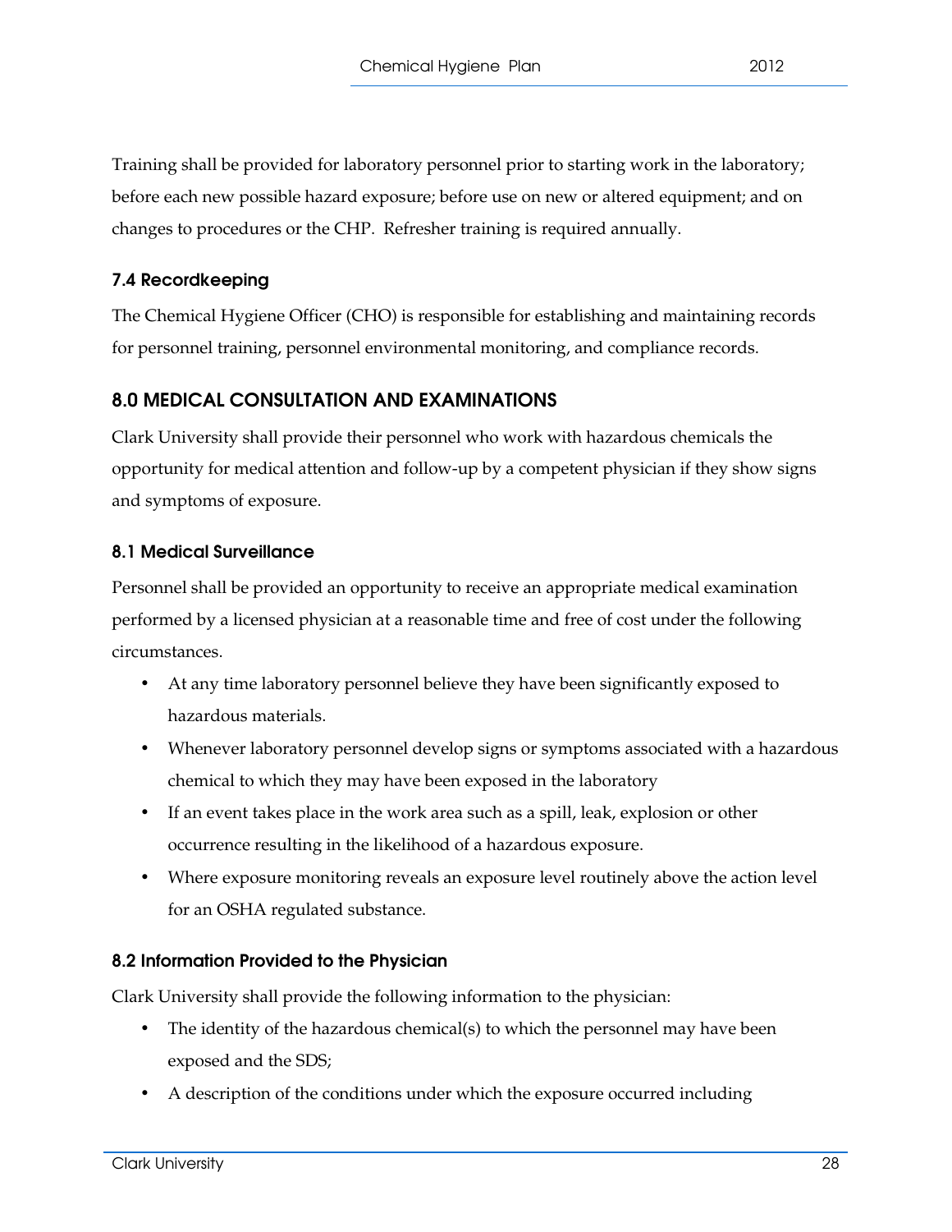Training shall be provided for laboratory personnel prior to starting work in the laboratory; before each new possible hazard exposure; before use on new or altered equipment; and on changes to procedures or the CHP. Refresher training is required annually.

### 7.4 Recordkeeping

The Chemical Hygiene Officer (CHO) is responsible for establishing and maintaining records for personnel training, personnel environmental monitoring, and compliance records.

## 8.0 MEDICAL CONSULTATION AND EXAMINATIONS

Clark University shall provide their personnel who work with hazardous chemicals the opportunity for medical attention and follow-up by a competent physician if they show signs and symptoms of exposure.

### 8.1 Medical Surveillance

Personnel shall be provided an opportunity to receive an appropriate medical examination performed by a licensed physician at a reasonable time and free of cost under the following circumstances.

- At any time laboratory personnel believe they have been significantly exposed to hazardous materials.
- Whenever laboratory personnel develop signs or symptoms associated with a hazardous chemical to which they may have been exposed in the laboratory
- If an event takes place in the work area such as a spill, leak, explosion or other occurrence resulting in the likelihood of a hazardous exposure.
- Where exposure monitoring reveals an exposure level routinely above the action level for an OSHA regulated substance.

### 8.2 Information Provided to the Physician

Clark University shall provide the following information to the physician:

- The identity of the hazardous chemical(s) to which the personnel may have been exposed and the SDS;
- A description of the conditions under which the exposure occurred including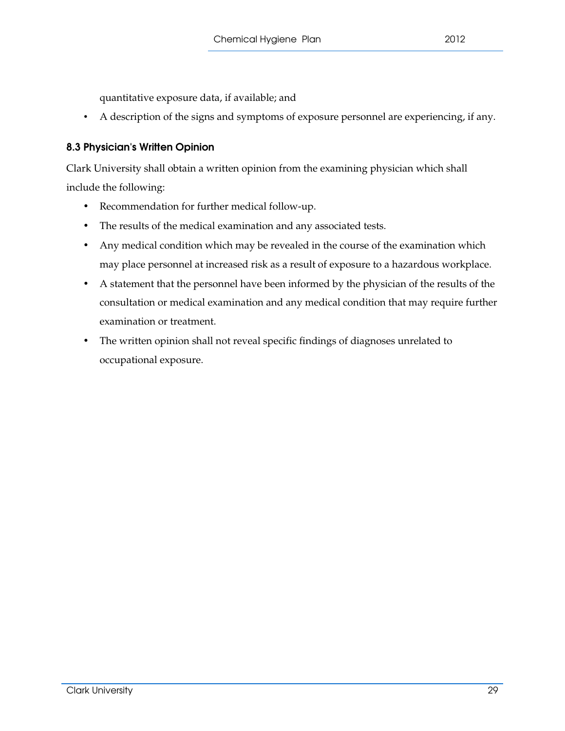quantitative exposure data, if available; and

- A description of the signs and symptoms of exposure personnel are experiencing, if any.

### 8.3 Physician's Written Opinion

Clark University shall obtain a written opinion from the examining physician which shall include the following:

- Recommendation for further medical follow-up.
- The results of the medical examination and any associated tests.
- Any medical condition which may be revealed in the course of the examination which may place personnel at increased risk as a result of exposure to a hazardous workplace.
- A statement that the personnel have been informed by the physician of the results of the consultation or medical examination and any medical condition that may require further examination or treatment.
- The written opinion shall not reveal specific findings of diagnoses unrelated to occupational exposure.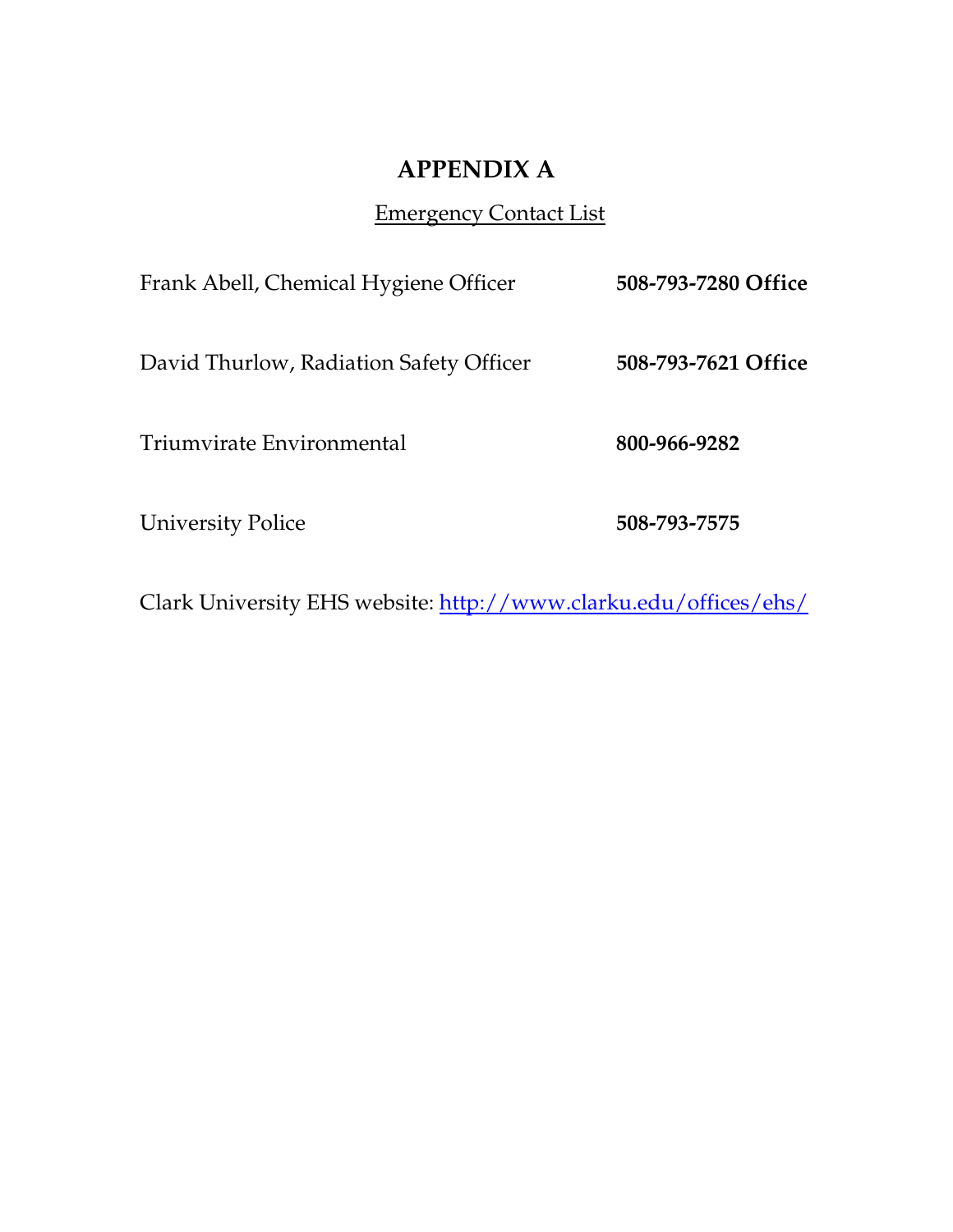# APPENDIX A

Emergency Contact List

Frank Abell, Chemical Hygiene Officer **508-793-7280 Office**

David Thurlow, Radiation Safety Officer **508-793-7621 Office**

Triumvirate Environmental **800-966-9282**

University Police **508-793-7575**

Clark University EHS website: http://www.clarku.edu/offices/ehs/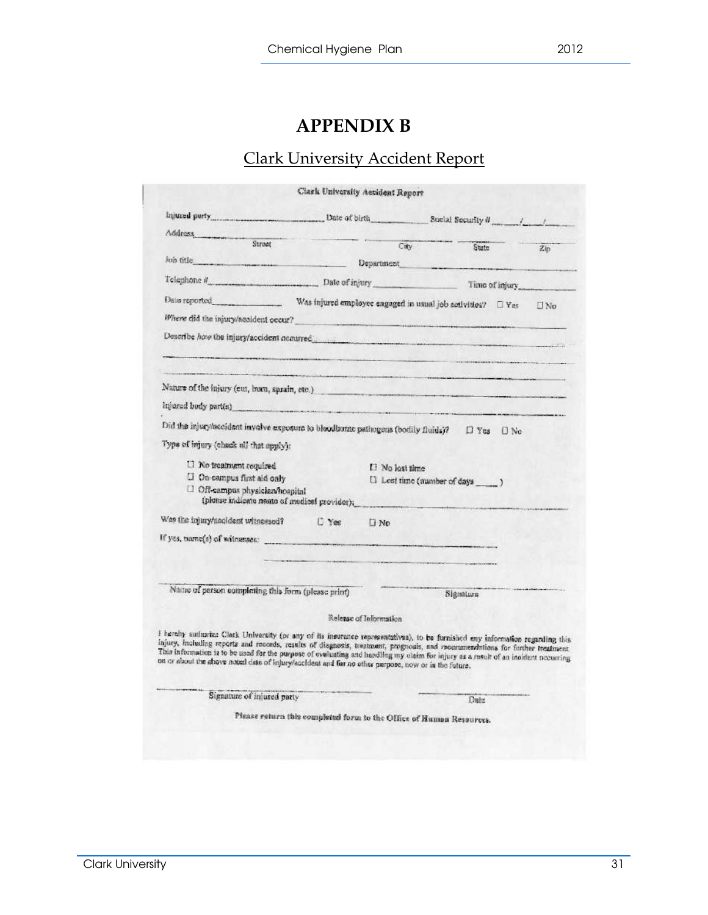# APPENDIX B

## Clark University Accident Report

**Clark University Accident Report**

Injured party\_\_\_\_\_\_\_\_\_\_\_\_\_\_ Date of birth\_\_\_\_\_\_\_\_\_\_ Social Security # \_\_\_\_/\_\_\_\_/\_\_\_\_

Address\_\_\_\_\_\_\_\_\_\_\_\_\_\_\_\_\_\_\_\_\_\_\_\_\_\_\_\_\_\_\_\_\_\_\_\_\_\_\_\_\_\_\_\_\_\_\_\_\_\_\_
Street City State Zip

Job title\_\_\_\_\_\_\_\_\_\_\_\_\_\_\_\_\_\_\_\_ Department\_\_\_\_\_\_\_\_\_\_\_\_\_\_\_\_\_\_\_\_

Telephone #\_\_\_\_\_\_\_\_\_\_\_\_\_\_ Date of injury\_\_\_\_\_\_\_\_\_\_\_\_ Time of injury\_\_\_\_\_\_\_\_

Date reported\_\_\_\_\_\_\_\_\_\_ Was injured employee engaged in usual job activities? ☐ Yes ☐ No

*Where* did the injury/accident occur?\_\_\_\_\_\_\_\_\_\_\_\_\_\_\_\_\_\_\_\_\_\_\_\_\_\_\_\_\_\_\_\_

Describe *how* the injury/accident occurred\_\_\_\_\_\_\_\_\_\_\_\_\_\_\_\_\_\_\_\_\_\_\_\_\_\_\_\_\_\_

\_\_\_\_\_\_\_\_\_\_\_\_\_\_\_\_\_\_\_\_\_\_\_\_\_\_\_\_\_\_\_\_\_\_\_\_\_\_\_\_\_\_\_\_\_\_\_\_\_\_\_\_\_\_\_\_\_\_\_\_

\_\_\_\_\_\_\_\_\_\_\_\_\_\_\_\_\_\_\_\_\_\_\_\_\_\_\_\_\_\_\_\_\_\_\_\_\_\_\_\_\_\_\_\_\_\_\_\_\_\_\_\_\_\_\_\_\_\_\_\_

Nature of the injury (cut, burn, sprain, etc.)\_\_\_\_\_\_\_\_\_\_\_\_\_\_\_\_\_\_\_\_\_\_\_\_\_\_\_\_

Injured body part(s)\_\_\_\_\_\_\_\_\_\_\_\_\_\_\_\_\_\_\_\_\_\_\_\_\_\_\_\_\_\_\_\_\_\_\_\_\_\_\_\_\_\_\_\_

Did the injury/accident involve exposure to bloodborne pathogens (bodily fluids)? ☐ Yes ☐ No

Type of injury (check all that apply):

- ☐ No treatment required
- ☐ On-campus first aid only
- ☐ Off-campus physician/hospital (please indicate name of medical provider):\_\_\_\_\_\_\_\_\_\_\_\_\_\_\_\_
- ☐ No lost time
- ☐ Lost time (number of days \_\_\_\_\_)

Was the injury/accident witnessed? ☐ Yes ☐ No

If yes, name(s) of witnesses: \_\_\_\_\_\_\_\_\_\_\_\_\_\_\_\_\_\_\_\_\_\_\_\_\_\_\_\_\_\_\_\_\_\_\_\_

\_\_\_\_\_\_\_\_\_\_\_\_\_\_\_\_\_\_\_\_\_\_\_\_\_\_\_\_\_\_\_\_\_\_\_\_\_\_\_\_

\_\_\_\_\_\_\_\_\_\_\_\_\_\_\_\_\_\_\_\_\_\_\_\_\_\_\_\_ \_\_\_\_\_\_\_\_\_\_\_\_\_\_\_\_\_\_\_\_\_\_\_\_
Name of person completing this form (please print) Signature

**Release of Information**

I hereby authorize Clark University (or any of its insurance representatives), to be furnished any information regarding this injury, including reports and records, results of diagnosis, treatment, prognosis, and recommendations for further treatment. This information is to be used for the purpose of evaluating and handling my claim for injury as a result of an incident occurring on or about the above noted date of injury/accident and for no other purpose, now or in the future.

\_\_\_\_\_\_\_\_\_\_\_\_\_\_\_\_\_\_\_\_\_\_\_\_\_\_\_\_ \_\_\_\_\_\_\_\_\_\_\_\_\_\_\_\_\_\_\_\_\_\_\_\_
Signature of injured party Date

Please return this completed form to the Office of Human Resources.